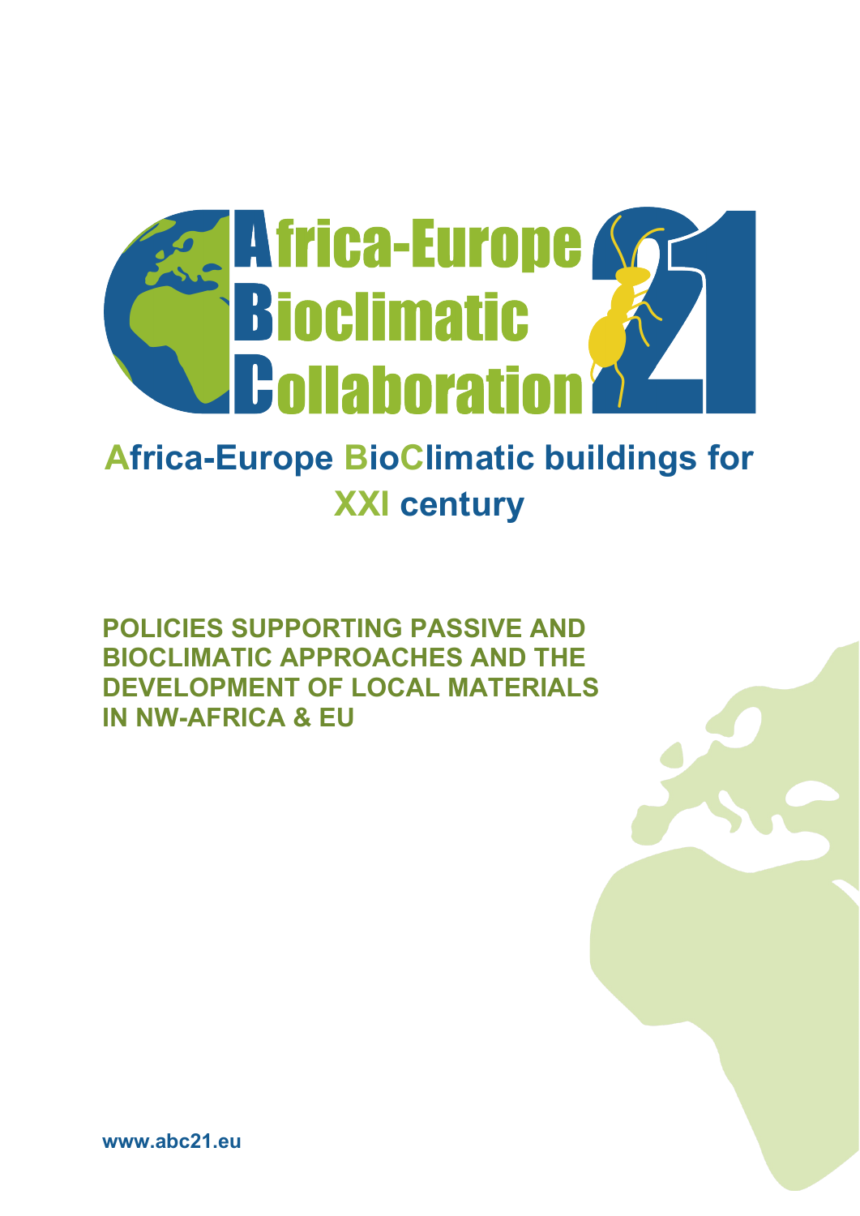# Africa-Europe Bioclimatic Collaboration 21

## Africa-Europe BioClimatic buildings for XXI century

**POLICIES SUPPORTING PASSIVE AND BIOCLIMATIC APPROACHES AND THE DEVELOPMENT OF LOCAL MATERIALS IN NW-AFRICA & EU**

**www.abc21.eu**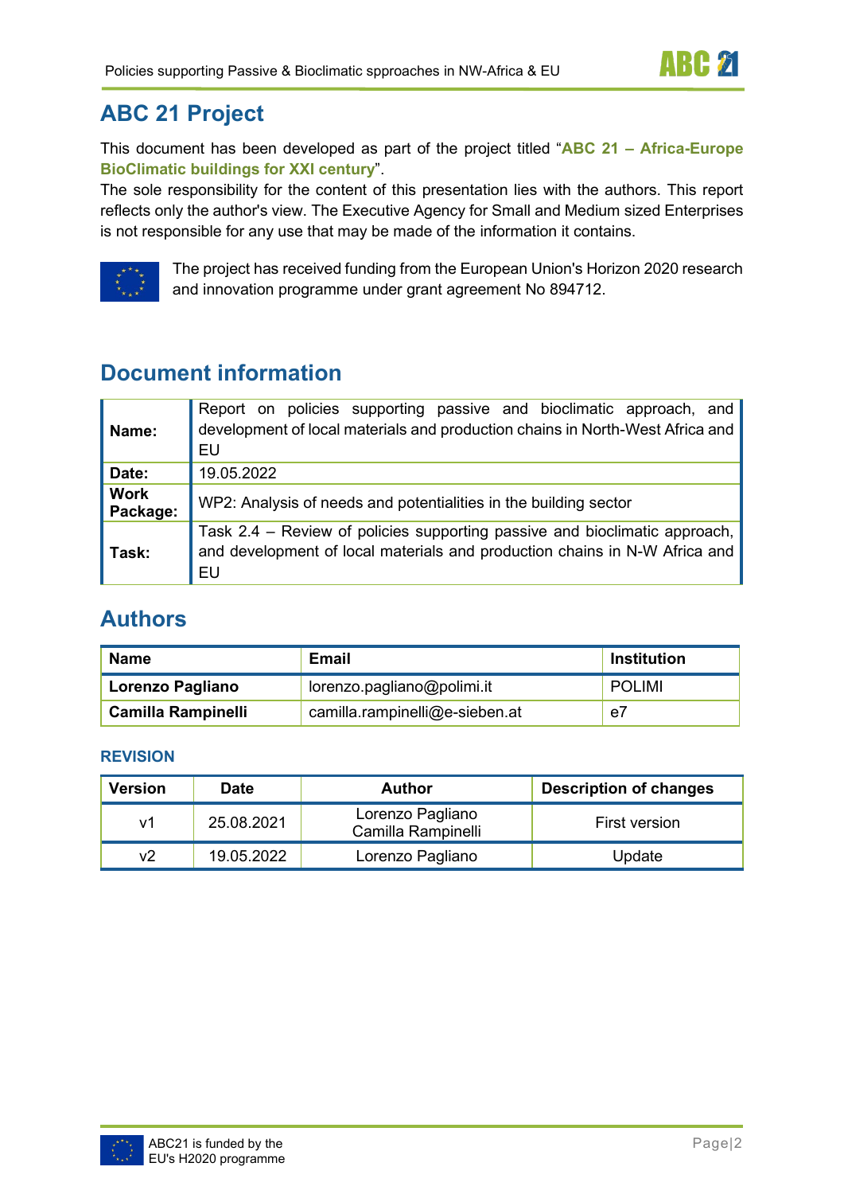## ABC 21 Project

This document has been developed as part of the project titled "**ABC 21 – Africa-Europe BioClimatic buildings for XXI century**".
The sole responsibility for the content of this presentation lies with the authors. This report reflects only the author's view. The Executive Agency for Small and Medium sized Enterprises is not responsible for any use that may be made of the information it contains.

The project has received funding from the European Union's Horizon 2020 research and innovation programme under grant agreement No 894712.

## Document information

| | |
|---|---|
| **Name:** | Report on policies supporting passive and bioclimatic approach, and development of local materials and production chains in North-West Africa and EU |
| **Date:** | 19.05.2022 |
| **Work Package:** | WP2: Analysis of needs and potentialities in the building sector |
| **Task:** | Task 2.4 – Review of policies supporting passive and bioclimatic approach, and development of local materials and production chains in N-W Africa and EU |

## Authors

| Name | Email | Institution |
|---|---|---|
| **Lorenzo Pagliano** | lorenzo.pagliano@polimi.it | POLIMI |
| **Camilla Rampinelli** | camilla.rampinelli@e-sieben.at | e7 |

### REVISION

| Version | Date | Author | Description of changes |
|---|---|---|---|
| v1 | 25.08.2021 | Lorenzo Pagliano<br>Camilla Rampinelli | First version |
| v2 | 19.05.2022 | Lorenzo Pagliano | Update |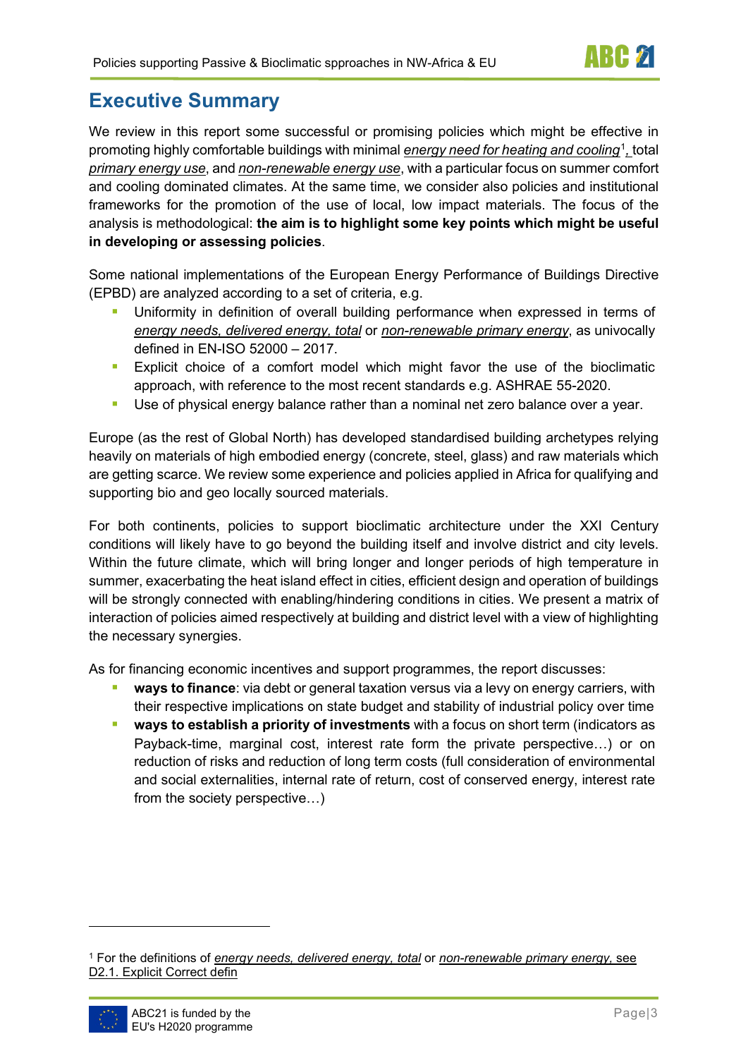# Executive Summary

We review in this report some successful or promising policies which might be effective in promoting highly comfortable buildings with minimal *energy need for heating and cooling*[1], total *primary energy use*, and *non-renewable energy use*, with a particular focus on summer comfort and cooling dominated climates. At the same time, we consider also policies and institutional frameworks for the promotion of the use of local, low impact materials. The focus of the analysis is methodological: **the aim is to highlight some key points which might be useful in developing or assessing policies**.

Some national implementations of the European Energy Performance of Buildings Directive (EPBD) are analyzed according to a set of criteria, e.g.

- Uniformity in definition of overall building performance when expressed in terms of *energy needs, delivered energy, total* or *non-renewable primary energy*, as univocally defined in EN-ISO 52000 – 2017.
- Explicit choice of a comfort model which might favor the use of the bioclimatic approach, with reference to the most recent standards e.g. ASHRAE 55-2020.
- Use of physical energy balance rather than a nominal net zero balance over a year.

Europe (as the rest of Global North) has developed standardised building archetypes relying heavily on materials of high embodied energy (concrete, steel, glass) and raw materials which are getting scarce. We review some experience and policies applied in Africa for qualifying and supporting bio and geo locally sourced materials.

For both continents, policies to support bioclimatic architecture under the XXI Century conditions will likely have to go beyond the building itself and involve district and city levels. Within the future climate, which will bring longer and longer periods of high temperature in summer, exacerbating the heat island effect in cities, efficient design and operation of buildings will be strongly connected with enabling/hindering conditions in cities. We present a matrix of interaction of policies aimed respectively at building and district level with a view of highlighting the necessary synergies.

As for financing economic incentives and support programmes, the report discusses:

- **ways to finance**: via debt or general taxation versus via a levy on energy carriers, with their respective implications on state budget and stability of industrial policy over time
- **ways to establish a priority of investments** with a focus on short term (indicators as Payback-time, marginal cost, interest rate form the private perspective…) or on reduction of risks and reduction of long term costs (full consideration of environmental and social externalities, internal rate of return, cost of conserved energy, interest rate from the society perspective…)

[1] For the definitions of *energy needs, delivered energy, total* or *non-renewable primary energy*, see D2.1. Explicit Correct defin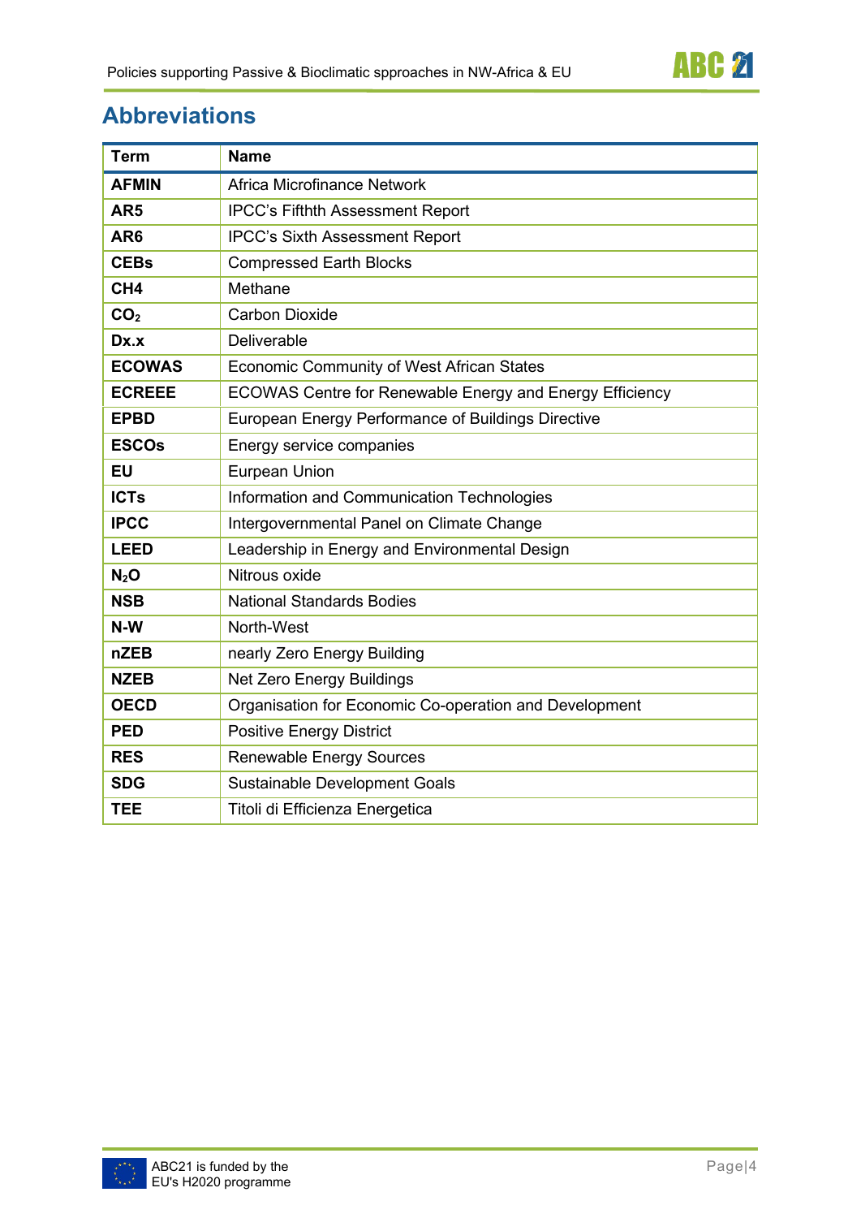## Abbreviations

| Term | Name |
|---|---|
| **AFMIN** | Africa Microfinance Network |
| **AR5** | IPCC's Fifthth Assessment Report |
| **AR6** | IPCC's Sixth Assessment Report |
| **CEBs** | Compressed Earth Blocks |
| **CH4** | Methane |
| **$CO_2$** | Carbon Dioxide |
| **Dx.x** | Deliverable |
| **ECOWAS** | Economic Community of West African States |
| **ECREEE** | ECOWAS Centre for Renewable Energy and Energy Efficiency |
| **EPBD** | European Energy Performance of Buildings Directive |
| **ESCOs** | Energy service companies |
| **EU** | Eurpean Union |
| **ICTs** | Information and Communication Technologies |
| **IPCC** | Intergovernmental Panel on Climate Change |
| **LEED** | Leadership in Energy and Environmental Design |
| **$N_2O$** | Nitrous oxide |
| **NSB** | National Standards Bodies |
| **N-W** | North-West |
| **nZEB** | nearly Zero Energy Building |
| **NZEB** | Net Zero Energy Buildings |
| **OECD** | Organisation for Economic Co-operation and Development |
| **PED** | Positive Energy District |
| **RES** | Renewable Energy Sources |
| **SDG** | Sustainable Development Goals |
| **TEE** | Titoli di Efficienza Energetica |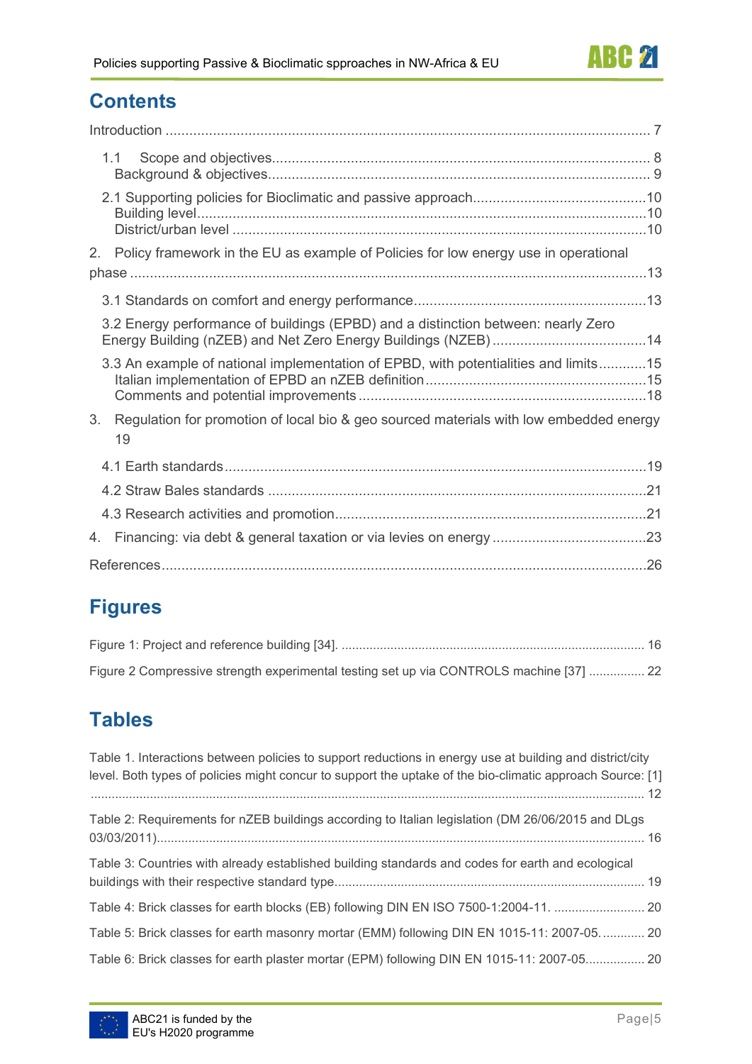# Contents

Introduction ........................................................................................................................ 7

1.1 Scope and objectives.............................................................................................. 8
Background & objectives............................................................................................... 9

2.1 Supporting policies for Bioclimatic and passive approach...........................................10
Building level.................................................................................................................10
District/urban level ........................................................................................................10

2. Policy framework in the EU as example of Policies for low energy use in operational phase .................................................................................................................................13

3.1 Standards on comfort and energy performance.........................................................13

3.2 Energy performance of buildings (EPBD) and a distinction between: nearly Zero Energy Building (nZEB) and Net Zero Energy Buildings (NZEB) .......................................14

3.3 An example of national implementation of EPBD, with potentialities and limits............15
Italian implementation of EPBD an nZEB definition........................................................15
Comments and potential improvements........................................................................18

3. Regulation for promotion of local bio & geo sourced materials with low embedded energy 19

4.1 Earth standards..........................................................................................................19

4.2 Straw Bales standards ...............................................................................................21

4.3 Research activities and promotion..............................................................................21

4. Financing: via debt & general taxation or via levies on energy .......................................23

References..........................................................................................................................26

# Figures

Figure 1: Project and reference building [34]. ..................................................................................... 16

Figure 2 Compressive strength experimental testing set up via CONTROLS machine [37] ................ 22

# Tables

Table 1. Interactions between policies to support reductions in energy use at building and district/city level. Both types of policies might concur to support the uptake of the bio-climatic approach Source: [1] ............................................................................................................................................ 12

Table 2: Requirements for nZEB buildings according to Italian legislation (DM 26/06/2015 and DLgs 03/03/2011)......................................................................................................................................... 16

Table 3: Countries with already established building standards and codes for earth and ecological buildings with their respective standard type....................................................................................... 19

Table 4: Brick classes for earth blocks (EB) following DIN EN ISO 7500-1:2004-11. .......................... 20

Table 5: Brick classes for earth masonry mortar (EMM) following DIN EN 1015-11: 2007-05. ............ 20

Table 6: Brick classes for earth plaster mortar (EPM) following DIN EN 1015-11: 2007-05................. 20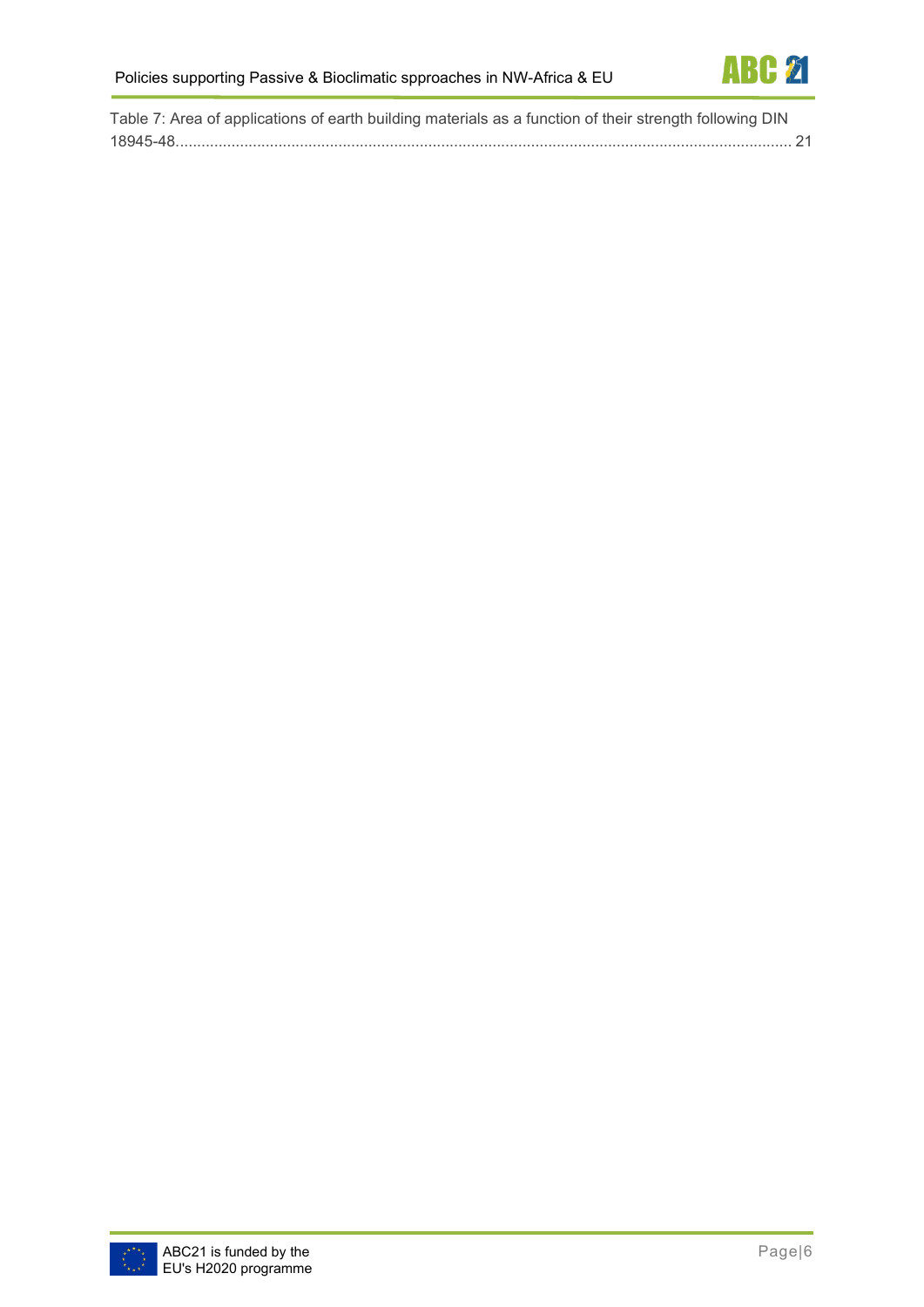Table 7: Area of applications of earth building materials as a function of their strength following DIN 18945-48 ........................................................................................................................................ 21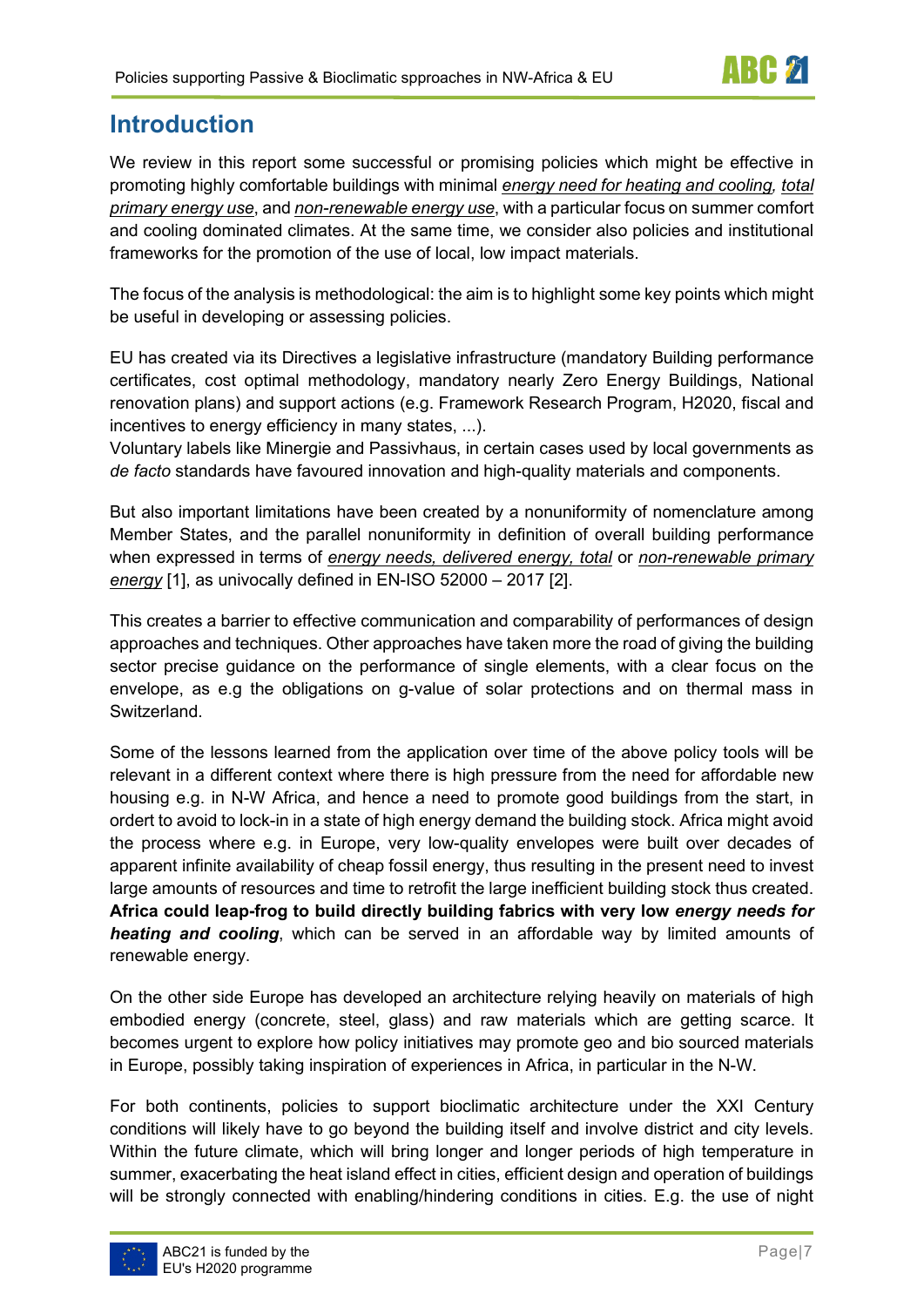# Introduction

We review in this report some successful or promising policies which might be effective in promoting highly comfortable buildings with minimal *energy need for heating and cooling, total primary energy use*, and *non-renewable energy use*, with a particular focus on summer comfort and cooling dominated climates. At the same time, we consider also policies and institutional frameworks for the promotion of the use of local, low impact materials.

The focus of the analysis is methodological: the aim is to highlight some key points which might be useful in developing or assessing policies.

EU has created via its Directives a legislative infrastructure (mandatory Building performance certificates, cost optimal methodology, mandatory nearly Zero Energy Buildings, National renovation plans) and support actions (e.g. Framework Research Program, H2020, fiscal and incentives to energy efficiency in many states, ...).
Voluntary labels like Minergie and Passivhaus, in certain cases used by local governments as *de facto* standards have favoured innovation and high-quality materials and components.

But also important limitations have been created by a nonuniformity of nomenclature among Member States, and the parallel nonuniformity in definition of overall building performance when expressed in terms of *energy needs, delivered energy, total* or *non-renewable primary energy* [1], as univocally defined in EN-ISO 52000 – 2017 [2].

This creates a barrier to effective communication and comparability of performances of design approaches and techniques. Other approaches have taken more the road of giving the building sector precise guidance on the performance of single elements, with a clear focus on the envelope, as e.g the obligations on g-value of solar protections and on thermal mass in Switzerland.

Some of the lessons learned from the application over time of the above policy tools will be relevant in a different context where there is high pressure from the need for affordable new housing e.g. in N-W Africa, and hence a need to promote good buildings from the start, in ordert to avoid to lock-in in a state of high energy demand the building stock. Africa might avoid the process where e.g. in Europe, very low-quality envelopes were built over decades of apparent infinite availability of cheap fossil energy, thus resulting in the present need to invest large amounts of resources and time to retrofit the large inefficient building stock thus created. **Africa could leap-frog to build directly building fabrics with very low *energy needs for heating and cooling***, which can be served in an affordable way by limited amounts of renewable energy.

On the other side Europe has developed an architecture relying heavily on materials of high embodied energy (concrete, steel, glass) and raw materials which are getting scarce. It becomes urgent to explore how policy initiatives may promote geo and bio sourced materials in Europe, possibly taking inspiration of experiences in Africa, in particular in the N-W.

For both continents, policies to support bioclimatic architecture under the XXI Century conditions will likely have to go beyond the building itself and involve district and city levels. Within the future climate, which will bring longer and longer periods of high temperature in summer, exacerbating the heat island effect in cities, efficient design and operation of buildings will be strongly connected with enabling/hindering conditions in cities. E.g. the use of night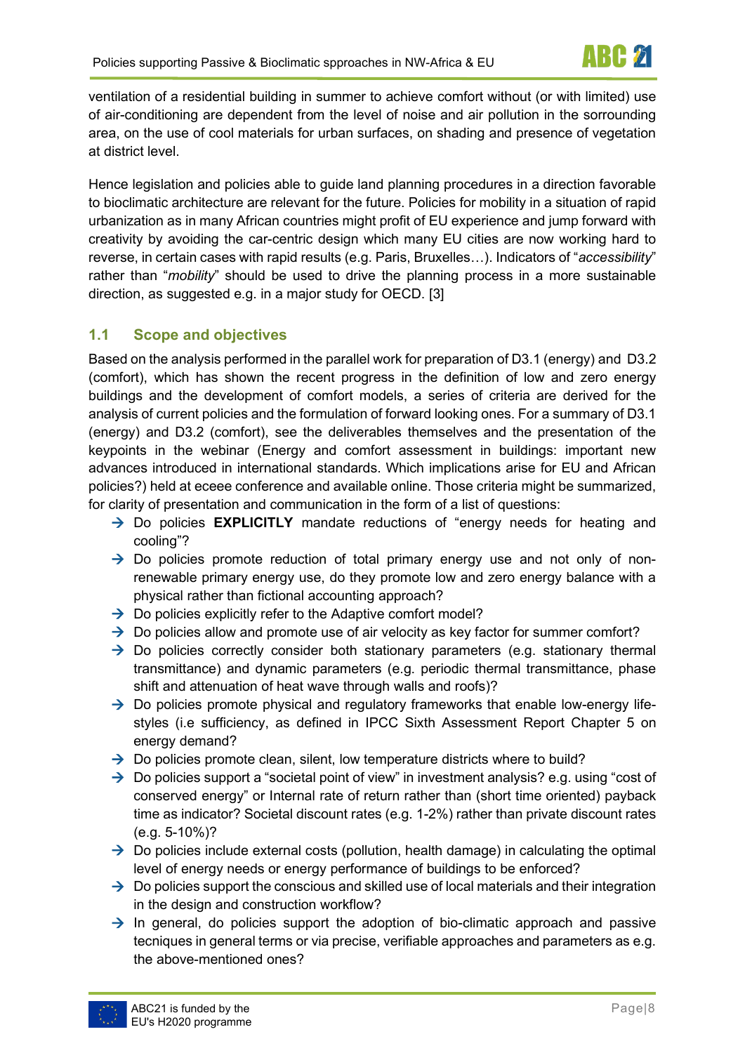ventilation of a residential building in summer to achieve comfort without (or with limited) use of air-conditioning are dependent from the level of noise and air pollution in the sorrounding area, on the use of cool materials for urban surfaces, on shading and presence of vegetation at district level.

Hence legislation and policies able to guide land planning procedures in a direction favorable to bioclimatic architecture are relevant for the future. Policies for mobility in a situation of rapid urbanization as in many African countries might profit of EU experience and jump forward with creativity by avoiding the car-centric design which many EU cities are now working hard to reverse, in certain cases with rapid results (e.g. Paris, Bruxelles…). Indicators of "*accessibility*" rather than "*mobility*" should be used to drive the planning process in a more sustainable direction, as suggested e.g. in a major study for OECD. [3]

## 1.1 Scope and objectives

Based on the analysis performed in the parallel work for preparation of D3.1 (energy) and D3.2 (comfort), which has shown the recent progress in the definition of low and zero energy buildings and the development of comfort models, a series of criteria are derived for the analysis of current policies and the formulation of forward looking ones. For a summary of D3.1 (energy) and D3.2 (comfort), see the deliverables themselves and the presentation of the keypoints in the webinar (Energy and comfort assessment in buildings: important new advances introduced in international standards. Which implications arise for EU and African policies?) held at eceee conference and available online. Those criteria might be summarized, for clarity of presentation and communication in the form of a list of questions:

- → Do policies **EXPLICITLY** mandate reductions of "energy needs for heating and cooling"?
- → Do policies promote reduction of total primary energy use and not only of non-renewable primary energy use, do they promote low and zero energy balance with a physical rather than fictional accounting approach?
- → Do policies explicitly refer to the Adaptive comfort model?
- → Do policies allow and promote use of air velocity as key factor for summer comfort?
- → Do policies correctly consider both stationary parameters (e.g. stationary thermal transmittance) and dynamic parameters (e.g. periodic thermal transmittance, phase shift and attenuation of heat wave through walls and roofs)?
- → Do policies promote physical and regulatory frameworks that enable low-energy life-styles (i.e sufficiency, as defined in IPCC Sixth Assessment Report Chapter 5 on energy demand?
- → Do policies promote clean, silent, low temperature districts where to build?
- → Do policies support a "societal point of view" in investment analysis? e.g. using "cost of conserved energy" or Internal rate of return rather than (short time oriented) payback time as indicator? Societal discount rates (e.g. 1-2%) rather than private discount rates (e.g. 5-10%)?
- → Do policies include external costs (pollution, health damage) in calculating the optimal level of energy needs or energy performance of buildings to be enforced?
- → Do policies support the conscious and skilled use of local materials and their integration in the design and construction workflow?
- → In general, do policies support the adoption of bio-climatic approach and passive tecniques in general terms or via precise, verifiable approaches and parameters as e.g. the above-mentioned ones?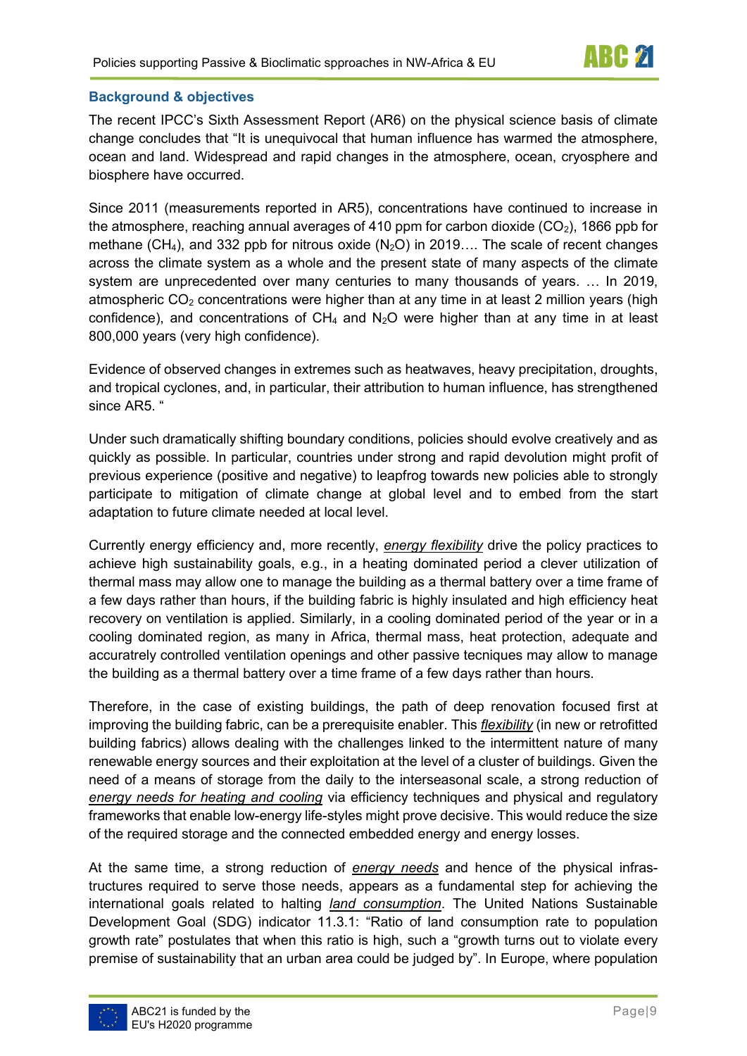## Background & objectives

The recent IPCC's Sixth Assessment Report (AR6) on the physical science basis of climate change concludes that "It is unequivocal that human influence has warmed the atmosphere, ocean and land. Widespread and rapid changes in the atmosphere, ocean, cryosphere and biosphere have occurred.

Since 2011 (measurements reported in AR5), concentrations have continued to increase in the atmosphere, reaching annual averages of 410 ppm for carbon dioxide ($CO_2$), 1866 ppb for methane ($CH_4$), and 332 ppb for nitrous oxide ($N_2O$) in 2019…. The scale of recent changes across the climate system as a whole and the present state of many aspects of the climate system are unprecedented over many centuries to many thousands of years. … In 2019, atmospheric $CO_2$ concentrations were higher than at any time in at least 2 million years (high confidence), and concentrations of $CH_4$ and $N_2O$ were higher than at any time in at least 800,000 years (very high confidence).

Evidence of observed changes in extremes such as heatwaves, heavy precipitation, droughts, and tropical cyclones, and, in particular, their attribution to human influence, has strengthened since AR5. "

Under such dramatically shifting boundary conditions, policies should evolve creatively and as quickly as possible. In particular, countries under strong and rapid devolution might profit of previous experience (positive and negative) to leapfrog towards new policies able to strongly participate to mitigation of climate change at global level and to embed from the start adaptation to future climate needed at local level.

Currently energy efficiency and, more recently, ***energy flexibility*** drive the policy practices to achieve high sustainability goals, e.g., in a heating dominated period a clever utilization of thermal mass may allow one to manage the building as a thermal battery over a time frame of a few days rather than hours, if the building fabric is highly insulated and high efficiency heat recovery on ventilation is applied. Similarly, in a cooling dominated period of the year or in a cooling dominated region, as many in Africa, thermal mass, heat protection, adequate and accuratrely controlled ventilation openings and other passive tecniques may allow to manage the building as a thermal battery over a time frame of a few days rather than hours.

Therefore, in the case of existing buildings, the path of deep renovation focused first at improving the building fabric, can be a prerequisite enabler. This ***flexibility*** (in new or retrofitted building fabrics) allows dealing with the challenges linked to the intermittent nature of many renewable energy sources and their exploitation at the level of a cluster of buildings. Given the need of a means of storage from the daily to the interseasonal scale, a strong reduction of ***energy needs for heating and cooling*** via efficiency techniques and physical and regulatory frameworks that enable low-energy life-styles might prove decisive. This would reduce the size of the required storage and the connected embedded energy and energy losses.

At the same time, a strong reduction of ***energy needs*** and hence of the physical infrastructures required to serve those needs, appears as a fundamental step for achieving the international goals related to halting ***land consumption***. The United Nations Sustainable Development Goal (SDG) indicator 11.3.1: "Ratio of land consumption rate to population growth rate" postulates that when this ratio is high, such a "growth turns out to violate every premise of sustainability that an urban area could be judged by". In Europe, where population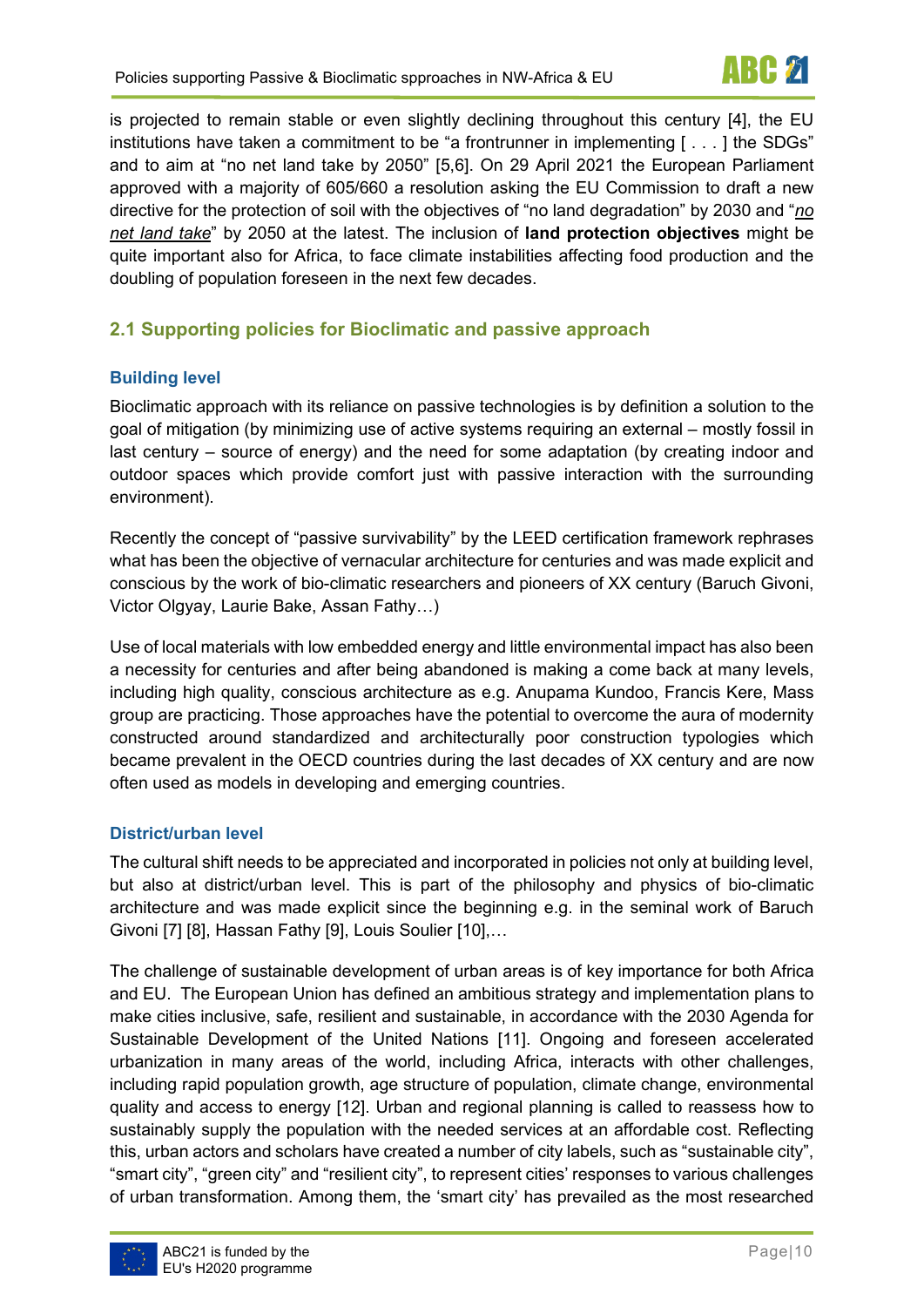is projected to remain stable or even slightly declining throughout this century [4], the EU institutions have taken a commitment to be "a frontrunner in implementing [ . . . ] the SDGs" and to aim at "no net land take by 2050" [5,6]. On 29 April 2021 the European Parliament approved with a majority of 605/660 a resolution asking the EU Commission to draft a new directive for the protection of soil with the objectives of "no land degradation" by 2030 and "*no net land take*" by 2050 at the latest. The inclusion of **land protection objectives** might be quite important also for Africa, to face climate instabilities affecting food production and the doubling of population foreseen in the next few decades.

## 2.1 Supporting policies for Bioclimatic and passive approach

### Building level

Bioclimatic approach with its reliance on passive technologies is by definition a solution to the goal of mitigation (by minimizing use of active systems requiring an external – mostly fossil in last century – source of energy) and the need for some adaptation (by creating indoor and outdoor spaces which provide comfort just with passive interaction with the surrounding environment).

Recently the concept of "passive survivability" by the LEED certification framework rephrases what has been the objective of vernacular architecture for centuries and was made explicit and conscious by the work of bio-climatic researchers and pioneers of XX century (Baruch Givoni, Victor Olgyay, Laurie Bake, Assan Fathy…)

Use of local materials with low embedded energy and little environmental impact has also been a necessity for centuries and after being abandoned is making a come back at many levels, including high quality, conscious architecture as e.g. Anupama Kundoo, Francis Kere, Mass group are practicing. Those approaches have the potential to overcome the aura of modernity constructed around standardized and architecturally poor construction typologies which became prevalent in the OECD countries during the last decades of XX century and are now often used as models in developing and emerging countries.

### District/urban level

The cultural shift needs to be appreciated and incorporated in policies not only at building level, but also at district/urban level. This is part of the philosophy and physics of bio-climatic architecture and was made explicit since the beginning e.g. in the seminal work of Baruch Givoni [7] [8], Hassan Fathy [9], Louis Soulier [10],…

The challenge of sustainable development of urban areas is of key importance for both Africa and EU. The European Union has defined an ambitious strategy and implementation plans to make cities inclusive, safe, resilient and sustainable, in accordance with the 2030 Agenda for Sustainable Development of the United Nations [11]. Ongoing and foreseen accelerated urbanization in many areas of the world, including Africa, interacts with other challenges, including rapid population growth, age structure of population, climate change, environmental quality and access to energy [12]. Urban and regional planning is called to reassess how to sustainably supply the population with the needed services at an affordable cost. Reflecting this, urban actors and scholars have created a number of city labels, such as "sustainable city", "smart city", "green city" and "resilient city", to represent cities' responses to various challenges of urban transformation. Among them, the 'smart city' has prevailed as the most researched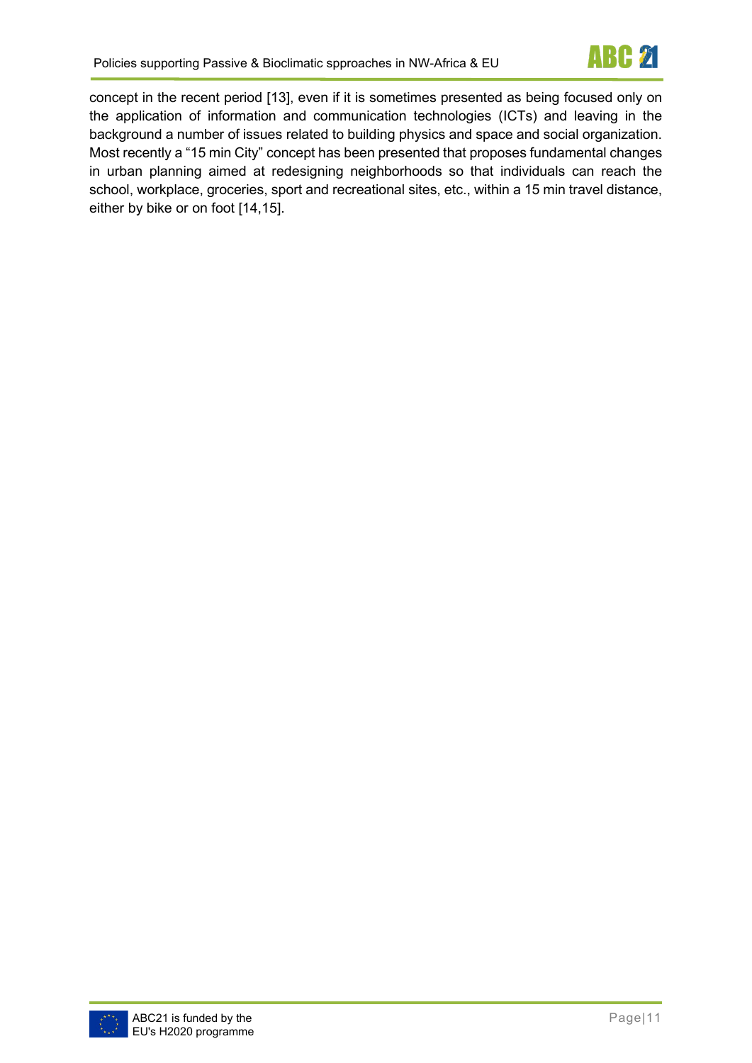concept in the recent period [13], even if it is sometimes presented as being focused only on the application of information and communication technologies (ICTs) and leaving in the background a number of issues related to building physics and space and social organization. Most recently a “15 min City” concept has been presented that proposes fundamental changes in urban planning aimed at redesigning neighborhoods so that individuals can reach the school, workplace, groceries, sport and recreational sites, etc., within a 15 min travel distance, either by bike or on foot [14,15].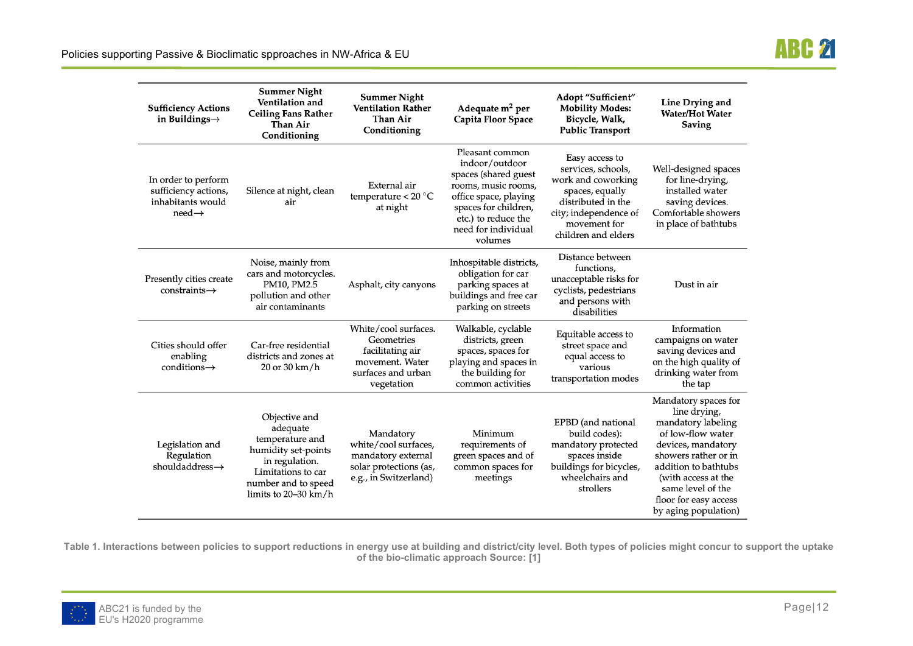| Sufficiency Actions in Buildings→ | Summer Night Ventilation and Ceiling Fans Rather Than Air Conditioning | Summer Night Ventilation Rather Than Air Conditioning | Adequate $m^2$ per Capita Floor Space | Adopt "Sufficient" Mobility Modes: Bicycle, Walk, Public Transport | Line Drying and Water/Hot Water Saving |
|---|---|---|---|---|---|
| In order to perform sufficiency actions, inhabitants would need→ | Silence at night, clean air | External air temperature < 20 °C at night | Pleasant common indoor/outdoor spaces (shared guest rooms, music rooms, office space, playing spaces for children, etc.) to reduce the need for individual volumes | Easy access to services, schools, work and coworking spaces, equally distributed in the city; independence of movement for children and elders | Well-designed spaces for line-drying, installed water saving devices. Comfortable showers in place of bathtubs |
| Presently cities create constraints→ | Noise, mainly from cars and motorcycles. PM10, PM2.5 pollution and other air contaminants | Asphalt, city canyons | Inhospitable districts, obligation for car parking spaces at buildings and free car parking on streets | Distance between functions, unacceptable risks for cyclists, pedestrians and persons with disabilities | Dust in air |
| Cities should offer enabling conditions→ | Car-free residential districts and zones at 20 or 30 km/h | White/cool surfaces. Geometries facilitating air movement. Water surfaces and urban vegetation | Walkable, cyclable districts, green spaces, spaces for playing and spaces in the building for common activities | Equitable access to street space and equal access to various transportation modes | Information campaigns on water saving devices and on the high quality of drinking water from the tap |
| Legislation and Regulation shouldaddress→ | Objective and adequate temperature and humidity set-points in regulation. Limitations to car number and to speed limits to 20–30 km/h | Mandatory white/cool surfaces, mandatory external solar protections (as, e.g., in Switzerland) | Minimum requirements of green spaces and of common spaces for meetings | EPBD (and national build codes): mandatory protected spaces inside buildings for bicycles, wheelchairs and strollers | Mandatory spaces for line drying, mandatory labeling of low-flow water devices, mandatory showers rather or in addition to bathtubs (with access at the same level of the floor for easy access by aging population) |

**Table 1. Interactions between policies to support reductions in energy use at building and district/city level. Both types of policies might concur to support the uptake of the bio-climatic approach Source: [1]**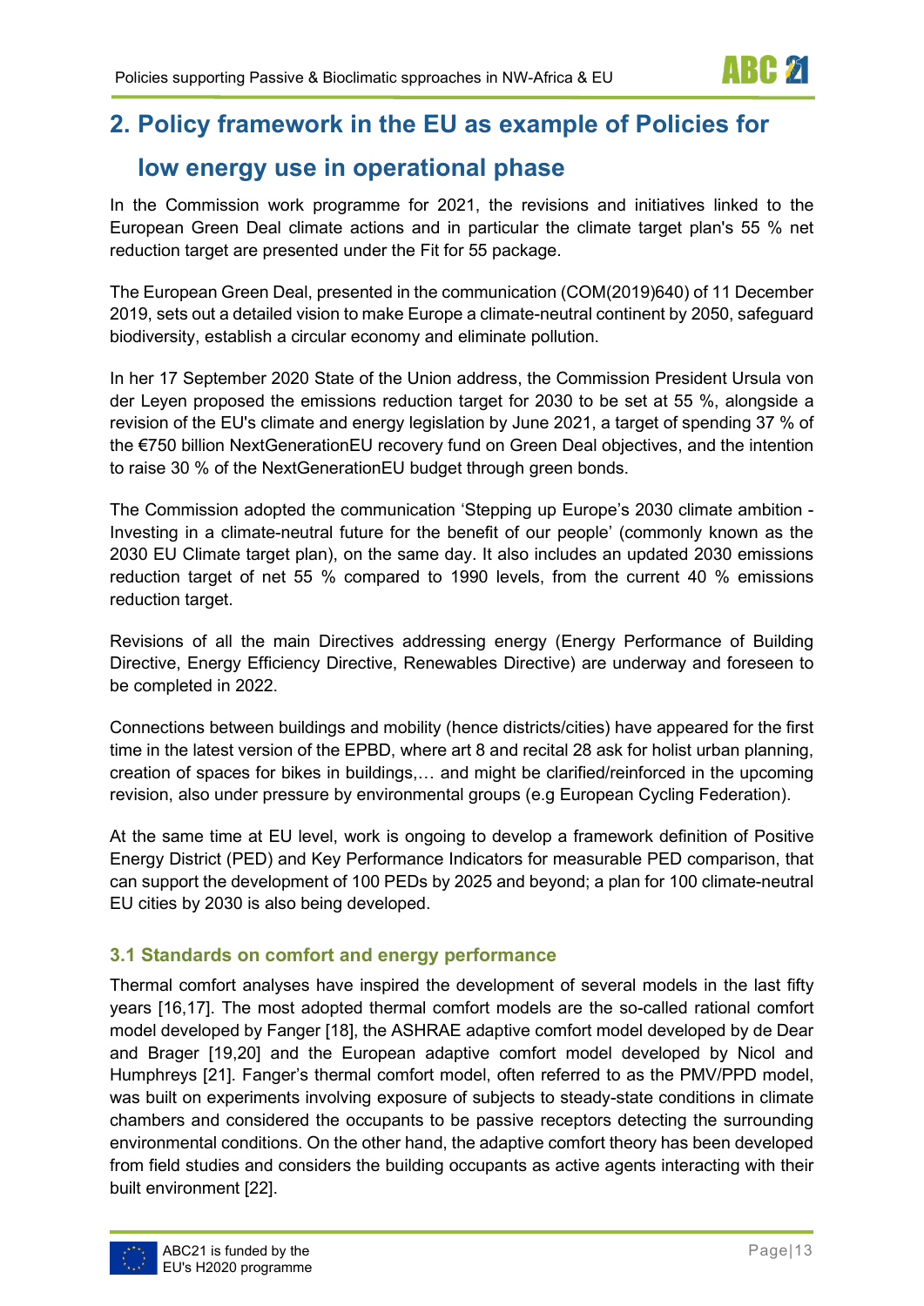## 2. Policy framework in the EU as example of Policies for low energy use in operational phase

In the Commission work programme for 2021, the revisions and initiatives linked to the European Green Deal climate actions and in particular the climate target plan's 55 % net reduction target are presented under the Fit for 55 package.

The European Green Deal, presented in the communication (COM(2019)640) of 11 December 2019, sets out a detailed vision to make Europe a climate-neutral continent by 2050, safeguard biodiversity, establish a circular economy and eliminate pollution.

In her 17 September 2020 State of the Union address, the Commission President Ursula von der Leyen proposed the emissions reduction target for 2030 to be set at 55 %, alongside a revision of the EU's climate and energy legislation by June 2021, a target of spending 37 % of the €750 billion NextGenerationEU recovery fund on Green Deal objectives, and the intention to raise 30 % of the NextGenerationEU budget through green bonds.

The Commission adopted the communication 'Stepping up Europe's 2030 climate ambition - Investing in a climate-neutral future for the benefit of our people' (commonly known as the 2030 EU Climate target plan), on the same day. It also includes an updated 2030 emissions reduction target of net 55 % compared to 1990 levels, from the current 40 % emissions reduction target.

Revisions of all the main Directives addressing energy (Energy Performance of Building Directive, Energy Efficiency Directive, Renewables Directive) are underway and foreseen to be completed in 2022.

Connections between buildings and mobility (hence districts/cities) have appeared for the first time in the latest version of the EPBD, where art 8 and recital 28 ask for holist urban planning, creation of spaces for bikes in buildings,… and might be clarified/reinforced in the upcoming revision, also under pressure by environmental groups (e.g European Cycling Federation).

At the same time at EU level, work is ongoing to develop a framework definition of Positive Energy District (PED) and Key Performance Indicators for measurable PED comparison, that can support the development of 100 PEDs by 2025 and beyond; a plan for 100 climate-neutral EU cities by 2030 is also being developed.

### 3.1 Standards on comfort and energy performance

Thermal comfort analyses have inspired the development of several models in the last fifty years [16,17]. The most adopted thermal comfort models are the so-called rational comfort model developed by Fanger [18], the ASHRAE adaptive comfort model developed by de Dear and Brager [19,20] and the European adaptive comfort model developed by Nicol and Humphreys [21]. Fanger's thermal comfort model, often referred to as the PMV/PPD model, was built on experiments involving exposure of subjects to steady-state conditions in climate chambers and considered the occupants to be passive receptors detecting the surrounding environmental conditions. On the other hand, the adaptive comfort theory has been developed from field studies and considers the building occupants as active agents interacting with their built environment [22].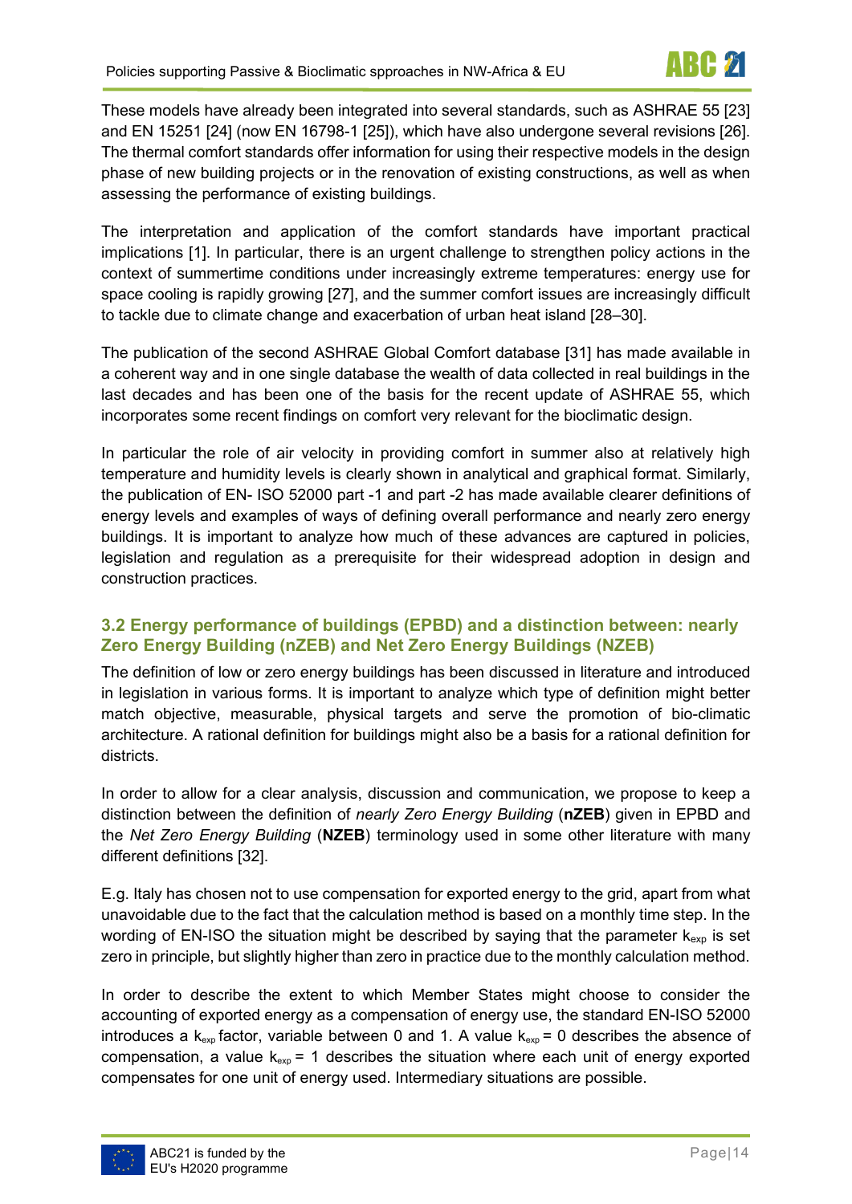These models have already been integrated into several standards, such as ASHRAE 55 [23] and EN 15251 [24] (now EN 16798-1 [25]), which have also undergone several revisions [26]. The thermal comfort standards offer information for using their respective models in the design phase of new building projects or in the renovation of existing constructions, as well as when assessing the performance of existing buildings.

The interpretation and application of the comfort standards have important practical implications [1]. In particular, there is an urgent challenge to strengthen policy actions in the context of summertime conditions under increasingly extreme temperatures: energy use for space cooling is rapidly growing [27], and the summer comfort issues are increasingly difficult to tackle due to climate change and exacerbation of urban heat island [28–30].

The publication of the second ASHRAE Global Comfort database [31] has made available in a coherent way and in one single database the wealth of data collected in real buildings in the last decades and has been one of the basis for the recent update of ASHRAE 55, which incorporates some recent findings on comfort very relevant for the bioclimatic design.

In particular the role of air velocity in providing comfort in summer also at relatively high temperature and humidity levels is clearly shown in analytical and graphical format. Similarly, the publication of EN- ISO 52000 part -1 and part -2 has made available clearer definitions of energy levels and examples of ways of defining overall performance and nearly zero energy buildings. It is important to analyze how much of these advances are captured in policies, legislation and regulation as a prerequisite for their widespread adoption in design and construction practices.

## 3.2 Energy performance of buildings (EPBD) and a distinction between: nearly Zero Energy Building (nZEB) and Net Zero Energy Buildings (NZEB)

The definition of low or zero energy buildings has been discussed in literature and introduced in legislation in various forms. It is important to analyze which type of definition might better match objective, measurable, physical targets and serve the promotion of bio-climatic architecture. A rational definition for buildings might also be a basis for a rational definition for districts.

In order to allow for a clear analysis, discussion and communication, we propose to keep a distinction between the definition of *nearly Zero Energy Building* (**nZEB**) given in EPBD and the *Net Zero Energy Building* (**NZEB**) terminology used in some other literature with many different definitions [32].

E.g. Italy has chosen not to use compensation for exported energy to the grid, apart from what unavoidable due to the fact that the calculation method is based on a monthly time step. In the wording of EN-ISO the situation might be described by saying that the parameter $k_{exp}$ is set zero in principle, but slightly higher than zero in practice due to the monthly calculation method.

In order to describe the extent to which Member States might choose to consider the accounting of exported energy as a compensation of energy use, the standard EN-ISO 52000 introduces a $k_{exp}$ factor, variable between 0 and 1. A value $k_{exp} = 0$ describes the absence of compensation, a value $k_{exp} = 1$ describes the situation where each unit of energy exported compensates for one unit of energy used. Intermediary situations are possible.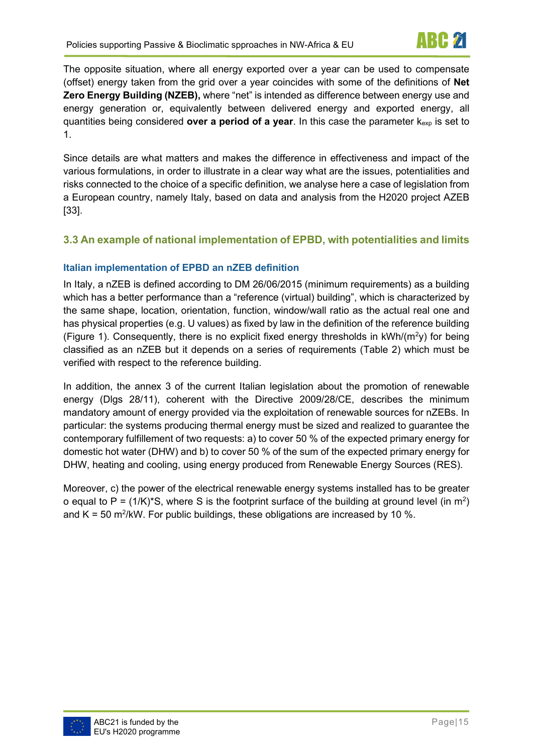The opposite situation, where all energy exported over a year can be used to compensate (offset) energy taken from the grid over a year coincides with some of the definitions of **Net Zero Energy Building (NZEB),** where "net" is intended as difference between energy use and energy generation or, equivalently between delivered energy and exported energy, all quantities being considered **over a period of a year**. In this case the parameter $k_{exp}$ is set to 1.

Since details are what matters and makes the difference in effectiveness and impact of the various formulations, in order to illustrate in a clear way what are the issues, potentialities and risks connected to the choice of a specific definition, we analyse here a case of legislation from a European country, namely Italy, based on data and analysis from the H2020 project AZEB [33].

## 3.3 An example of national implementation of EPBD, with potentialities and limits

### Italian implementation of EPBD an nZEB definition

In Italy, a nZEB is defined according to DM 26/06/2015 (minimum requirements) as a building which has a better performance than a "reference (virtual) building", which is characterized by the same shape, location, orientation, function, window/wall ratio as the actual real one and has physical properties (e.g. U values) as fixed by law in the definition of the reference building (Figure 1). Consequently, there is no explicit fixed energy thresholds in kWh/(m$^2$y) for being classified as an nZEB but it depends on a series of requirements (Table 2) which must be verified with respect to the reference building.

In addition, the annex 3 of the current Italian legislation about the promotion of renewable energy (Dlgs 28/11), coherent with the Directive 2009/28/CE, describes the minimum mandatory amount of energy provided via the exploitation of renewable sources for nZEBs. In particular: the systems producing thermal energy must be sized and realized to guarantee the contemporary fulfillement of two requests: a) to cover 50 % of the expected primary energy for domestic hot water (DHW) and b) to cover 50 % of the sum of the expected primary energy for DHW, heating and cooling, using energy produced from Renewable Energy Sources (RES).

Moreover, c) the power of the electrical renewable energy systems installed has to be greater o equal to $P = (1/K)*S$, where S is the footprint surface of the building at ground level (in m$^2$) and K = 50 m$^2$/kW. For public buildings, these obligations are increased by 10 %.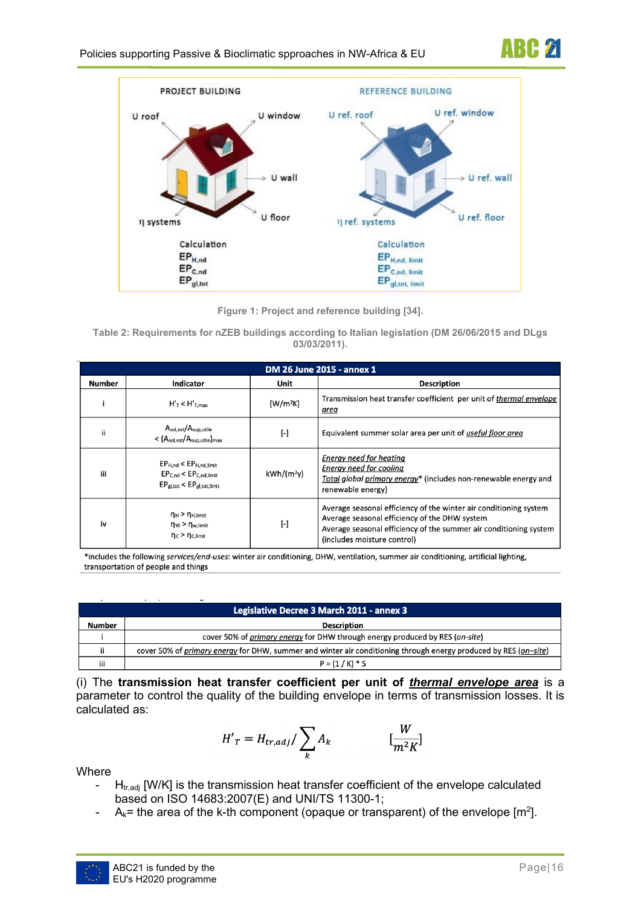Figure 1: Project and reference building [34].

Table 2: Requirements for nZEB buildings according to Italian legislation (DM 26/06/2015 and DLgs 03/03/2011).

| DM 26 June 2015 - annex 1 | | | |
|---|---|---|---|
| Number | Indicator | Unit | Description |
| i | $H'_T < H'_{T,max}$ | [W/m²K] | Transmission heat transfer coefficient per unit of *thermal envelope area* |
| ii | $A_{sol,est}/A_{sup,utile} < (A_{sol,est}/A_{sup,utile})_{max}$ | [-] | Equivalent summer solar area per unit of *useful floor area* |
| iii | $EP_{H,nd} < EP_{H,nd,limit}$ $EP_{C,nd} < EP_{C,nd,limit}$ $EP_{gl,tot} < EP_{gl,tot,limit}$ | kWh/(m²y) | *Energy need for heating* *Energy need for cooling* *Total global primary energy** (includes non-renewable energy and renewable energy) |
| iv | $\eta_H > \eta_{H,limit}$ $\eta_W > \eta_{w,limit}$ $\eta_C > \eta_{C,limit}$ | [-] | Average seasonal efficiency of the winter air conditioning system Average seasonal efficiency of the DHW system Average seasonal efficiency of the summer air conditioning system (includes moisture control) |

*includes the following *services/end-uses*: winter air conditioning, DHW, ventilation, summer air conditioning, artificial lighting, transportation of people and things

| Legislative Decree 3 March 2011 - annex 3 | |
|---|---|
| Number | Description |
| i | cover 50% of *primary energy* for DHW through energy produced by RES (*on-site*) |
| ii | cover 50% of *primary energy* for DHW, summer and winter air conditioning through energy produced by RES (*on–site*) |
| iii | P = (1 / K) * S |

(i) The **transmission heat transfer coefficient per unit of *thermal envelope area*** is a parameter to control the quality of the building envelope in terms of transmission losses. It is calculated as:

$$H'_T = H_{tr,adj} / \sum_k A_k \qquad [\frac{W}{m^2K}]$$

Where

- $H_{tr,adj}$ [W/K] is the transmission heat transfer coefficient of the envelope calculated based on ISO 14683:2007(E) and UNI/TS 11300-1;
- $A_k$= the area of the k-th component (opaque or transparent) of the envelope [m²].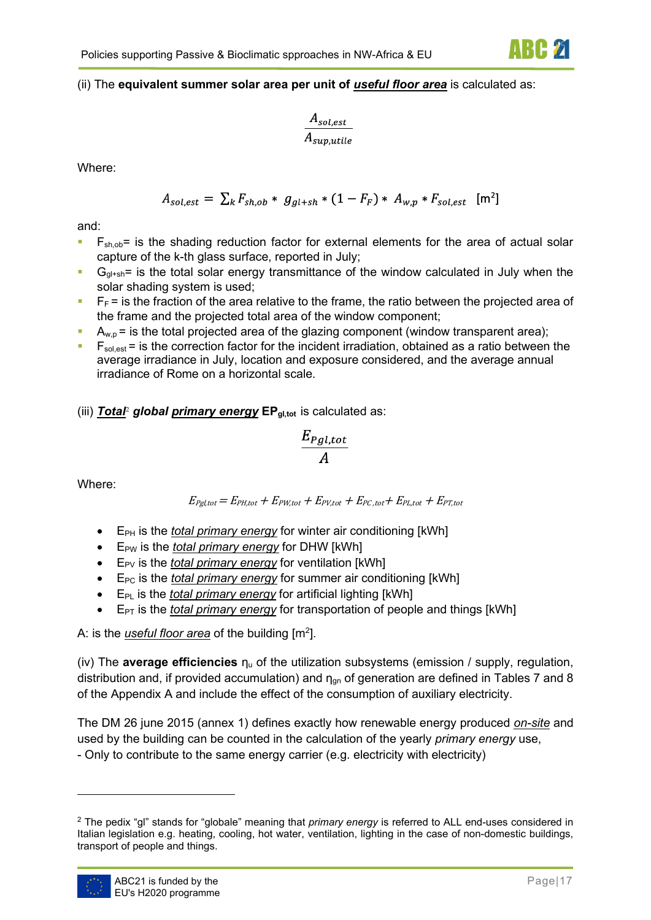(ii) The **equivalent summer solar area per unit of *useful floor area*** is calculated as:

$$\frac{A_{sol,est}}{A_{sup,utile}}$$

Where:

$$A_{sol,est} = \sum_k F_{sh,ob} * g_{gl+sh} * (1 - F_F) * A_{w,p} * F_{sol,est} \quad [\text{m}^2]$$

and:

- $F_{sh,ob}$= is the shading reduction factor for external elements for the area of actual solar capture of the k-th glass surface, reported in July;
- $G_{gl+sh}$= is the total solar energy transmittance of the window calculated in July when the solar shading system is used;
- $F_F$ = is the fraction of the area relative to the frame, the ratio between the projected area of the frame and the projected total area of the window component;
- $A_{w,p}$ = is the total projected area of the glazing component (window transparent area);
- $F_{sol,est}$ = is the correction factor for the incident irradiation, obtained as a ratio between the average irradiance in July, location and exposure considered, and the average annual irradiance of Rome on a horizontal scale.

(iii) ***Total***[2] ***global primary energy*** $\mathbf{EP_{gl,tot}}$ is calculated as:

$$\frac{E_{Pgl,tot}}{A}$$

Where:

$$E_{Pgl,tot} = E_{PH,tot} + E_{PW,tot} + E_{PV,tot} + E_{PC,tot} + E_{PL,tot} + E_{PT,tot}$$

- $E_{PH}$ is the *total primary energy* for winter air conditioning [kWh]
- $E_{PW}$ is the *total primary energy* for DHW [kWh]
- $E_{PV}$ is the *total primary energy* for ventilation [kWh]
- $E_{PC}$ is the *total primary energy* for summer air conditioning [kWh]
- $E_{PL}$ is the *total primary energy* for artificial lighting [kWh]
- $E_{PT}$ is the *total primary energy* for transportation of people and things [kWh]

A: is the *useful floor area* of the building [m²].

(iv) The **average efficiencies** $\eta_u$ of the utilization subsystems (emission / supply, regulation, distribution and, if provided accumulation) and $\eta_{gn}$ of generation are defined in Tables 7 and 8 of the Appendix A and include the effect of the consumption of auxiliary electricity.

The DM 26 june 2015 (annex 1) defines exactly how renewable energy produced *on-site* and used by the building can be counted in the calculation of the yearly *primary energy* use,
- Only to contribute to the same energy carrier (e.g. electricity with electricity)

[2] The pedix "gl" stands for "globale" meaning that *primary energy* is referred to ALL end-uses considered in Italian legislation e.g. heating, cooling, hot water, ventilation, lighting in the case of non-domestic buildings, transport of people and things.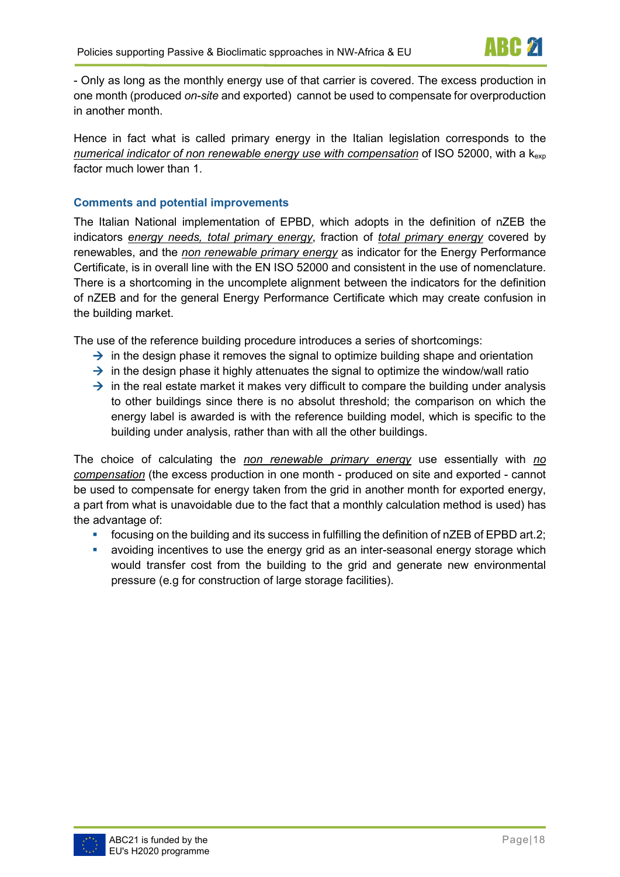- Only as long as the monthly energy use of that carrier is covered. The excess production in one month (produced *on-site* and exported) cannot be used to compensate for overproduction in another month.

Hence in fact what is called primary energy in the Italian legislation corresponds to the *numerical indicator of non renewable energy use with compensation* of ISO 52000, with a $k_{exp}$ factor much lower than 1.

### Comments and potential improvements

The Italian National implementation of EPBD, which adopts in the definition of nZEB the indicators *energy needs, total primary energy*, fraction of *total primary energy* covered by renewables, and the *non renewable primary energy* as indicator for the Energy Performance Certificate, is in overall line with the EN ISO 52000 and consistent in the use of nomenclature. There is a shortcoming in the uncomplete alignment between the indicators for the definition of nZEB and for the general Energy Performance Certificate which may create confusion in the building market.

The use of the reference building procedure introduces a series of shortcomings:

- → in the design phase it removes the signal to optimize building shape and orientation
- → in the design phase it highly attenuates the signal to optimize the window/wall ratio
- → in the real estate market it makes very difficult to compare the building under analysis to other buildings since there is no absolut threshold; the comparison on which the energy label is awarded is with the reference building model, which is specific to the building under analysis, rather than with all the other buildings.

The choice of calculating the *non renewable primary energy* use essentially with *no compensation* (the excess production in one month - produced on site and exported - cannot be used to compensate for energy taken from the grid in another month for exported energy, a part from what is unavoidable due to the fact that a monthly calculation method is used) has the advantage of:

- focusing on the building and its success in fulfilling the definition of nZEB of EPBD art.2;
- avoiding incentives to use the energy grid as an inter-seasonal energy storage which would transfer cost from the building to the grid and generate new environmental pressure (e.g for construction of large storage facilities).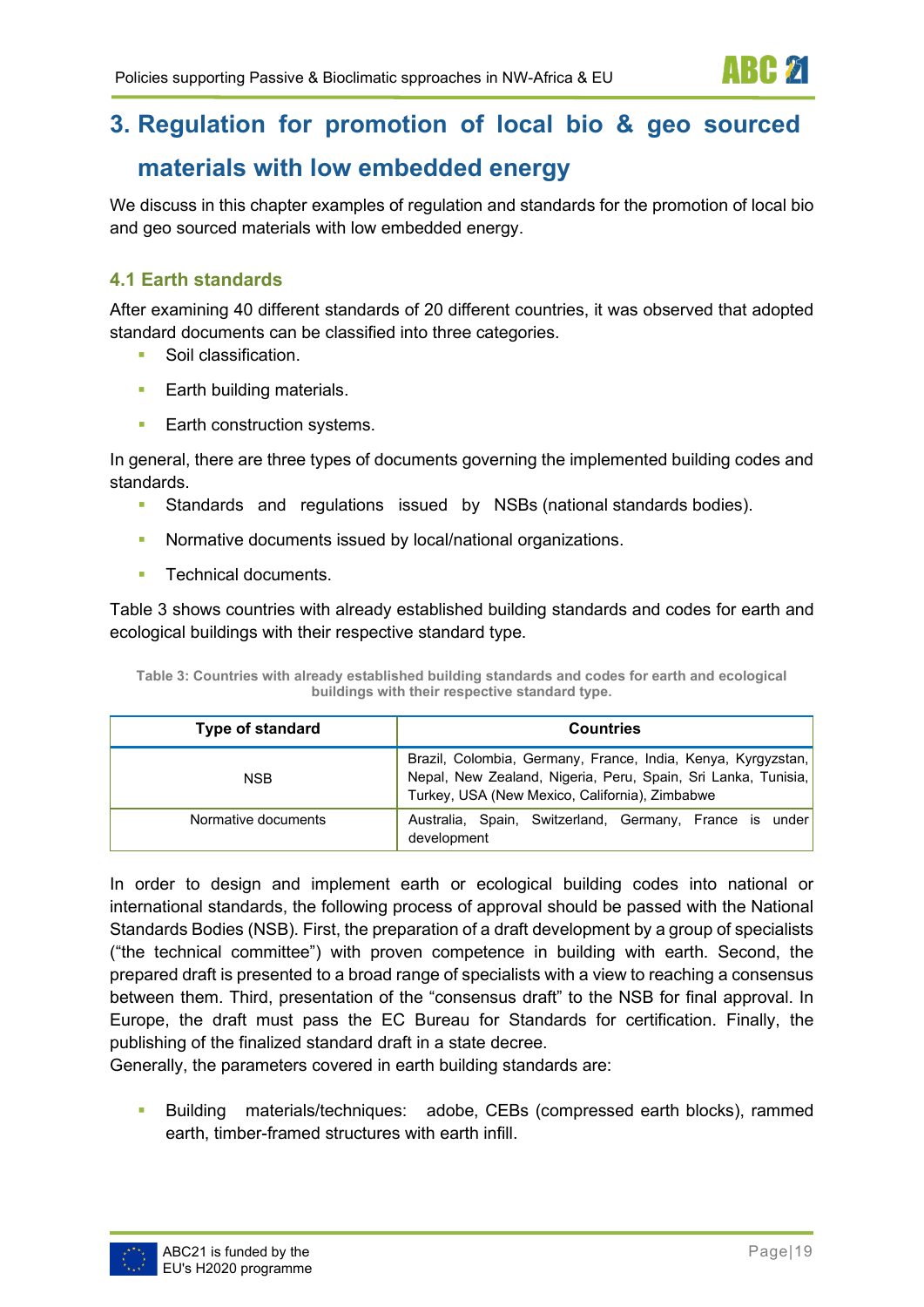# 3. Regulation for promotion of local bio & geo sourced materials with low embedded energy

We discuss in this chapter examples of regulation and standards for the promotion of local bio and geo sourced materials with low embedded energy.

## 4.1 Earth standards

After examining 40 different standards of 20 different countries, it was observed that adopted standard documents can be classified into three categories.

- Soil classification.
- Earth building materials.
- Earth construction systems.

In general, there are three types of documents governing the implemented building codes and standards.

- Standards and regulations issued by NSBs (national standards bodies).
- Normative documents issued by local/national organizations.
- Technical documents.

Table 3 shows countries with already established building standards and codes for earth and ecological buildings with their respective standard type.

**Table 3: Countries with already established building standards and codes for earth and ecological buildings with their respective standard type.**

| Type of standard | Countries |
|---|---|
| NSB | Brazil, Colombia, Germany, France, India, Kenya, Kyrgyzstan, Nepal, New Zealand, Nigeria, Peru, Spain, Sri Lanka, Tunisia, Turkey, USA (New Mexico, California), Zimbabwe |
| Normative documents | Australia, Spain, Switzerland, Germany, France is under development |

In order to design and implement earth or ecological building codes into national or international standards, the following process of approval should be passed with the National Standards Bodies (NSB). First, the preparation of a draft development by a group of specialists ("the technical committee") with proven competence in building with earth. Second, the prepared draft is presented to a broad range of specialists with a view to reaching a consensus between them. Third, presentation of the "consensus draft" to the NSB for final approval. In Europe, the draft must pass the EC Bureau for Standards for certification. Finally, the publishing of the finalized standard draft in a state decree.

Generally, the parameters covered in earth building standards are:

- Building materials/techniques: adobe, CEBs (compressed earth blocks), rammed earth, timber-framed structures with earth infill.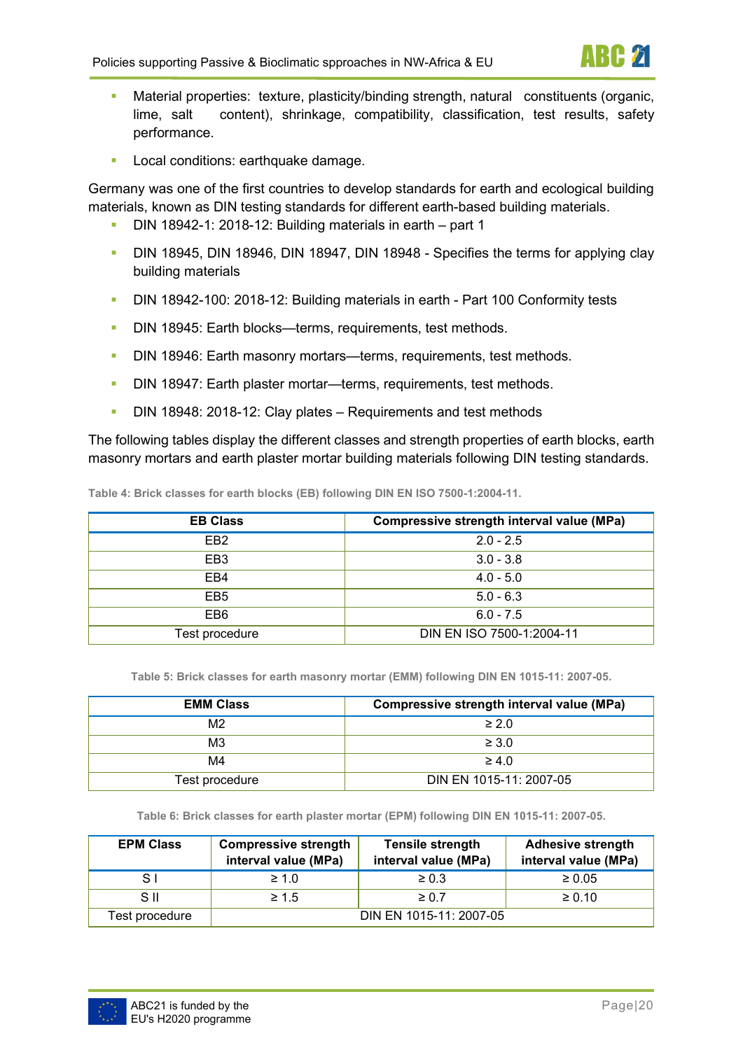- Material properties: texture, plasticity/binding strength, natural constituents (organic, lime, salt content), shrinkage, compatibility, classification, test results, safety performance.
- Local conditions: earthquake damage.

Germany was one of the first countries to develop standards for earth and ecological building materials, known as DIN testing standards for different earth-based building materials.

- DIN 18942-1: 2018-12: Building materials in earth – part 1
- DIN 18945, DIN 18946, DIN 18947, DIN 18948 - Specifies the terms for applying clay building materials
- DIN 18942-100: 2018-12: Building materials in earth - Part 100 Conformity tests
- DIN 18945: Earth blocks—terms, requirements, test methods.
- DIN 18946: Earth masonry mortars—terms, requirements, test methods.
- DIN 18947: Earth plaster mortar—terms, requirements, test methods.
- DIN 18948: 2018-12: Clay plates – Requirements and test methods

The following tables display the different classes and strength properties of earth blocks, earth masonry mortars and earth plaster mortar building materials following DIN testing standards.

**Table 4: Brick classes for earth blocks (EB) following DIN EN ISO 7500-1:2004-11.**

| EB Class | Compressive strength interval value (MPa) |
|---|---|
| EB2 | 2.0 - 2.5 |
| EB3 | 3.0 - 3.8 |
| EB4 | 4.0 - 5.0 |
| EB5 | 5.0 - 6.3 |
| EB6 | 6.0 - 7.5 |
| Test procedure | DIN EN ISO 7500-1:2004-11 |

**Table 5: Brick classes for earth masonry mortar (EMM) following DIN EN 1015-11: 2007-05.**

| EMM Class | Compressive strength interval value (MPa) |
|---|---|
| M2 | ≥ 2.0 |
| M3 | ≥ 3.0 |
| M4 | ≥ 4.0 |
| Test procedure | DIN EN 1015-11: 2007-05 |

**Table 6: Brick classes for earth plaster mortar (EPM) following DIN EN 1015-11: 2007-05.**

| EPM Class | Compressive strength interval value (MPa) | Tensile strength interval value (MPa) | Adhesive strength interval value (MPa) |
|---|---|---|---|
| S I | ≥ 1.0 | ≥ 0.3 | ≥ 0.05 |
| S II | ≥ 1.5 | ≥ 0.7 | ≥ 0.10 |
| Test procedure | DIN EN 1015-11: 2007-05 | | |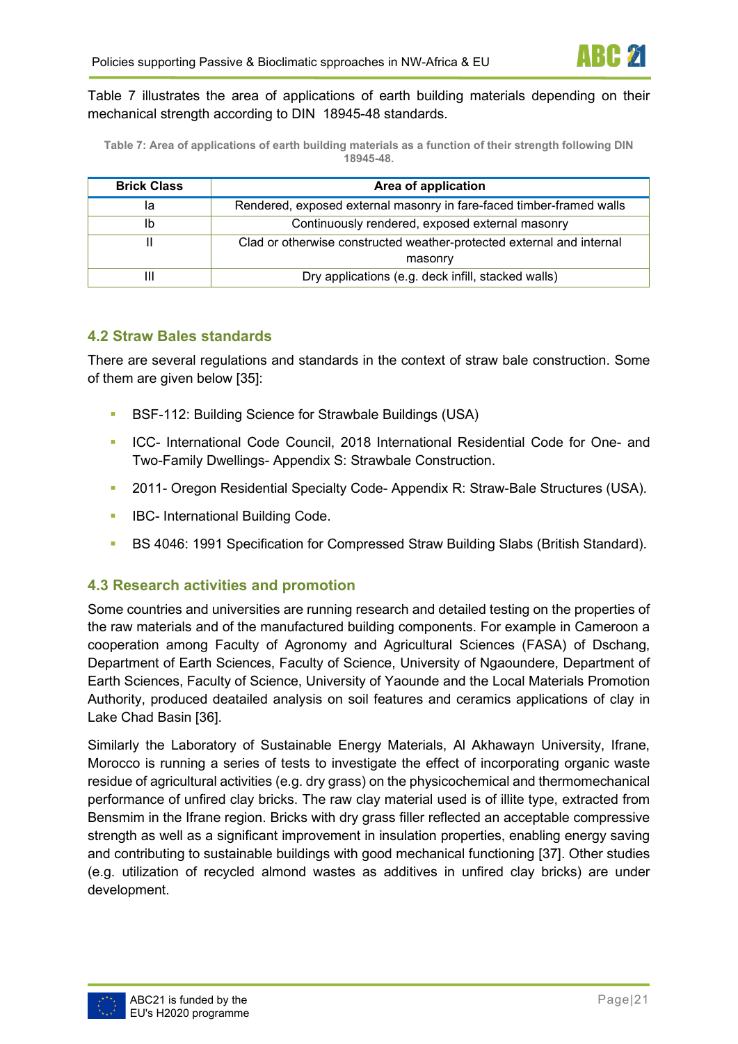Table 7 illustrates the area of applications of earth building materials depending on their mechanical strength according to DIN  18945-48 standards.

**Table 7: Area of applications of earth building materials as a function of their strength following DIN 18945-48.**

| Brick Class | Area of application |
|---|---|
| Ia | Rendered, exposed external masonry in fare-faced timber-framed walls |
| Ib | Continuously rendered, exposed external masonry |
| II | Clad or otherwise constructed weather-protected external and internal masonry |
| III | Dry applications (e.g. deck infill, stacked walls) |

## 4.2 Straw Bales standards

There are several regulations and standards in the context of straw bale construction. Some of them are given below [35]:

- BSF-112: Building Science for Strawbale Buildings (USA)
- ICC- International Code Council, 2018 International Residential Code for One- and Two-Family Dwellings- Appendix S: Strawbale Construction.
- 2011- Oregon Residential Specialty Code- Appendix R: Straw-Bale Structures (USA).
- IBC- International Building Code.
- BS 4046: 1991 Specification for Compressed Straw Building Slabs (British Standard).

## 4.3 Research activities and promotion

Some countries and universities are running research and detailed testing on the properties of the raw materials and of the manufactured building components. For example in Cameroon a cooperation among Faculty of Agronomy and Agricultural Sciences (FASA) of Dschang, Department of Earth Sciences, Faculty of Science, University of Ngaoundere, Department of Earth Sciences, Faculty of Science, University of Yaounde and the Local Materials Promotion Authority, produced deatailed analysis on soil features and ceramics applications of clay in Lake Chad Basin [36].

Similarly the Laboratory of Sustainable Energy Materials, Al Akhawayn University, Ifrane, Morocco is running a series of tests to investigate the effect of incorporating organic waste residue of agricultural activities (e.g. dry grass) on the physicochemical and thermomechanical performance of unfired clay bricks. The raw clay material used is of illite type, extracted from Bensmim in the Ifrane region. Bricks with dry grass filler reflected an acceptable compressive strength as well as a significant improvement in insulation properties, enabling energy saving and contributing to sustainable buildings with good mechanical functioning [37]. Other studies (e.g. utilization of recycled almond wastes as additives in unfired clay bricks) are under development.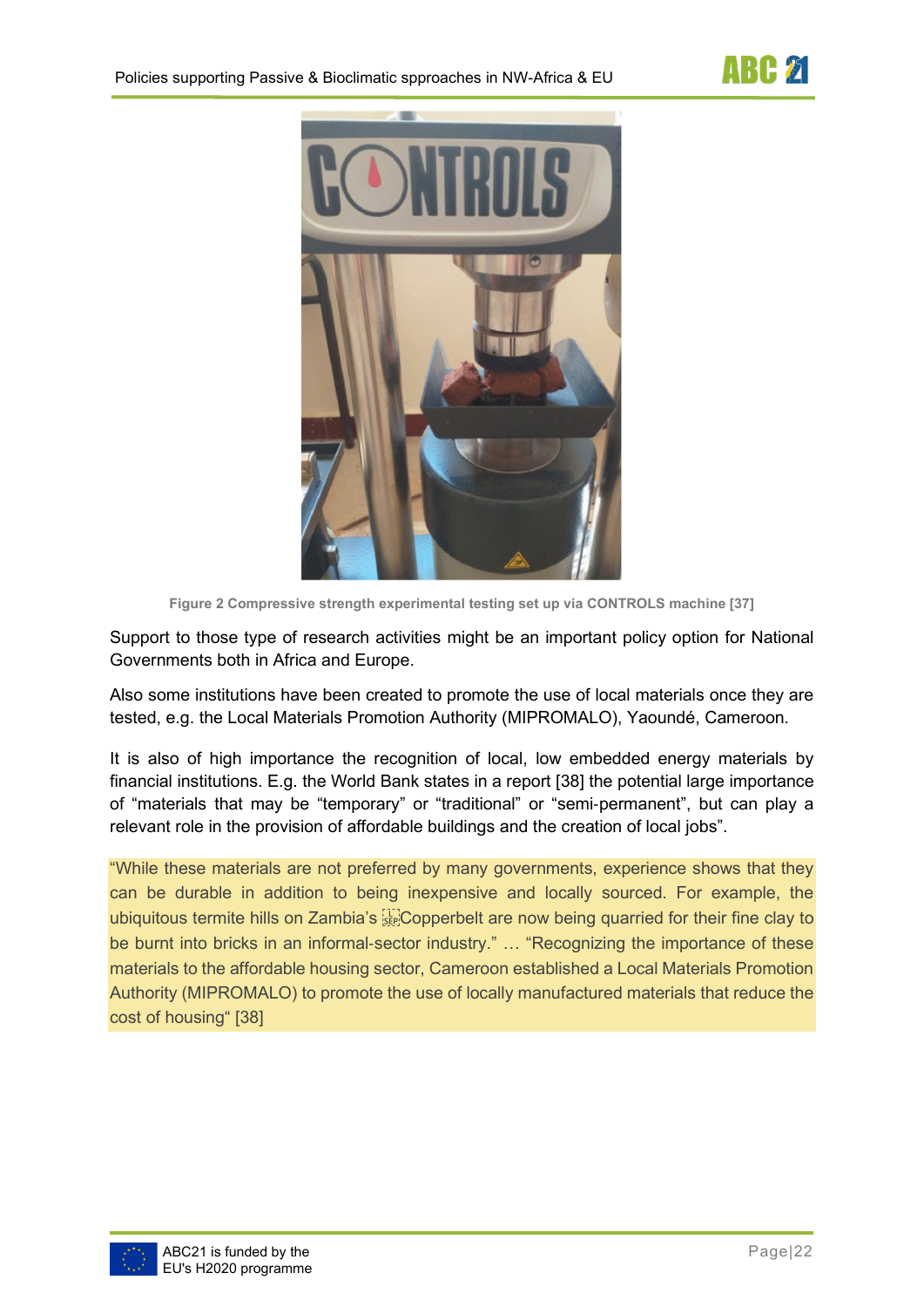Figure 2 Compressive strength experimental testing set up via CONTROLS machine [37]

Support to those type of research activities might be an important policy option for National Governments both in Africa and Europe.

Also some institutions have been created to promote the use of local materials once they are tested, e.g. the Local Materials Promotion Authority (MIPROMALO), Yaoundé, Cameroon.

It is also of high importance the recognition of local, low embedded energy materials by financial institutions. E.g. the World Bank states in a report [38] the potential large importance of "materials that may be "temporary" or "traditional" or "semi-permanent", but can play a relevant role in the provision of affordable buildings and the creation of local jobs".

"While these materials are not preferred by many governments, experience shows that they can be durable in addition to being inexpensive and locally sourced. For example, the ubiquitous termite hills on Zambia's Copperbelt are now being quarried for their fine clay to be burnt into bricks in an informal-sector industry." … "Recognizing the importance of these materials to the affordable housing sector, Cameroon established a Local Materials Promotion Authority (MIPROMALO) to promote the use of locally manufactured materials that reduce the cost of housing" [38]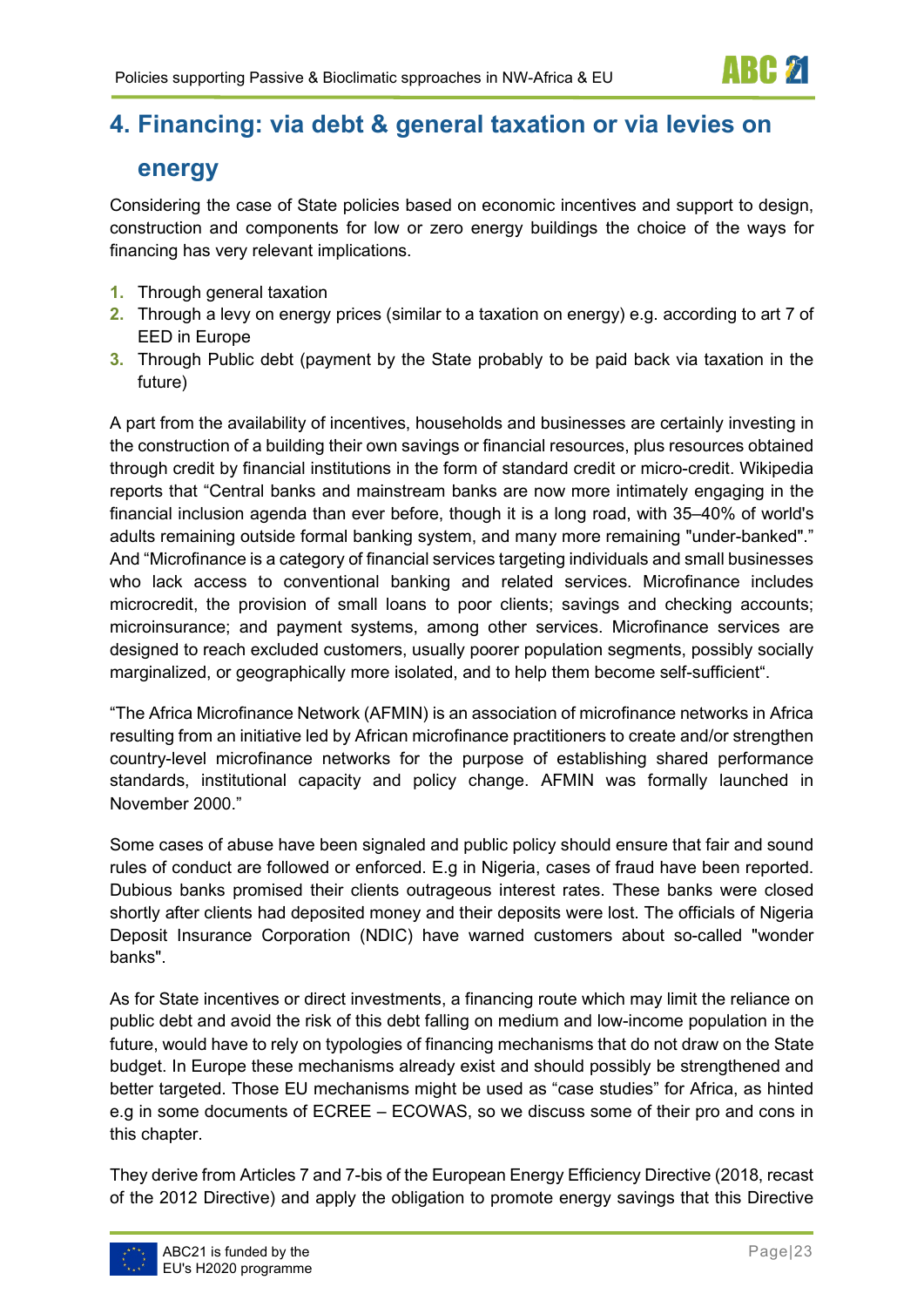## 4. Financing: via debt & general taxation or via levies on energy

Considering the case of State policies based on economic incentives and support to design, construction and components for low or zero energy buildings the choice of the ways for financing has very relevant implications.

1. Through general taxation
2. Through a levy on energy prices (similar to a taxation on energy) e.g. according to art 7 of EED in Europe
3. Through Public debt (payment by the State probably to be paid back via taxation in the future)

A part from the availability of incentives, households and businesses are certainly investing in the construction of a building their own savings or financial resources, plus resources obtained through credit by financial institutions in the form of standard credit or micro-credit. Wikipedia reports that "Central banks and mainstream banks are now more intimately engaging in the financial inclusion agenda than ever before, though it is a long road, with 35–40% of world's adults remaining outside formal banking system, and many more remaining "under-banked"." And "Microfinance is a category of financial services targeting individuals and small businesses who lack access to conventional banking and related services. Microfinance includes microcredit, the provision of small loans to poor clients; savings and checking accounts; microinsurance; and payment systems, among other services. Microfinance services are designed to reach excluded customers, usually poorer population segments, possibly socially marginalized, or geographically more isolated, and to help them become self-sufficient".

"The Africa Microfinance Network (AFMIN) is an association of microfinance networks in Africa resulting from an initiative led by African microfinance practitioners to create and/or strengthen country-level microfinance networks for the purpose of establishing shared performance standards, institutional capacity and policy change. AFMIN was formally launched in November 2000."

Some cases of abuse have been signaled and public policy should ensure that fair and sound rules of conduct are followed or enforced. E.g in Nigeria, cases of fraud have been reported. Dubious banks promised their clients outrageous interest rates. These banks were closed shortly after clients had deposited money and their deposits were lost. The officials of Nigeria Deposit Insurance Corporation (NDIC) have warned customers about so-called "wonder banks".

As for State incentives or direct investments, a financing route which may limit the reliance on public debt and avoid the risk of this debt falling on medium and low-income population in the future, would have to rely on typologies of financing mechanisms that do not draw on the State budget. In Europe these mechanisms already exist and should possibly be strengthened and better targeted. Those EU mechanisms might be used as "case studies" for Africa, as hinted e.g in some documents of ECREE – ECOWAS, so we discuss some of their pro and cons in this chapter.

They derive from Articles 7 and 7-bis of the European Energy Efficiency Directive (2018, recast of the 2012 Directive) and apply the obligation to promote energy savings that this Directive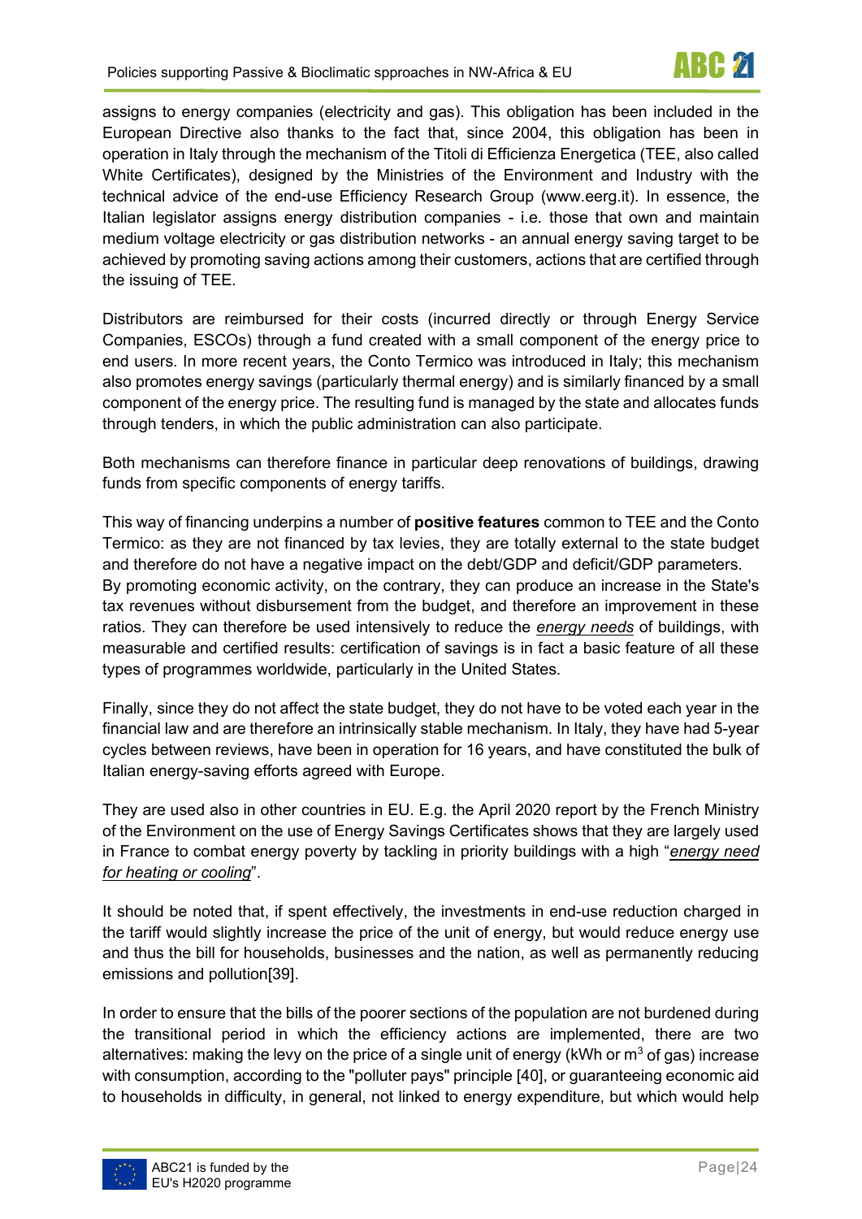assigns to energy companies (electricity and gas). This obligation has been included in the European Directive also thanks to the fact that, since 2004, this obligation has been in operation in Italy through the mechanism of the Titoli di Efficienza Energetica (TEE, also called White Certificates), designed by the Ministries of the Environment and Industry with the technical advice of the end-use Efficiency Research Group (www.eerg.it). In essence, the Italian legislator assigns energy distribution companies - i.e. those that own and maintain medium voltage electricity or gas distribution networks - an annual energy saving target to be achieved by promoting saving actions among their customers, actions that are certified through the issuing of TEE.

Distributors are reimbursed for their costs (incurred directly or through Energy Service Companies, ESCOs) through a fund created with a small component of the energy price to end users. In more recent years, the Conto Termico was introduced in Italy; this mechanism also promotes energy savings (particularly thermal energy) and is similarly financed by a small component of the energy price. The resulting fund is managed by the state and allocates funds through tenders, in which the public administration can also participate.

Both mechanisms can therefore finance in particular deep renovations of buildings, drawing funds from specific components of energy tariffs.

This way of financing underpins a number of **positive features** common to TEE and the Conto Termico: as they are not financed by tax levies, they are totally external to the state budget and therefore do not have a negative impact on the debt/GDP and deficit/GDP parameters. By promoting economic activity, on the contrary, they can produce an increase in the State's tax revenues without disbursement from the budget, and therefore an improvement in these ratios. They can therefore be used intensively to reduce the *energy needs* of buildings, with measurable and certified results: certification of savings is in fact a basic feature of all these types of programmes worldwide, particularly in the United States.

Finally, since they do not affect the state budget, they do not have to be voted each year in the financial law and are therefore an intrinsically stable mechanism. In Italy, they have had 5-year cycles between reviews, have been in operation for 16 years, and have constituted the bulk of Italian energy-saving efforts agreed with Europe.

They are used also in other countries in EU. E.g. the April 2020 report by the French Ministry of the Environment on the use of Energy Savings Certificates shows that they are largely used in France to combat energy poverty by tackling in priority buildings with a high "*energy need for heating or cooling*".

It should be noted that, if spent effectively, the investments in end-use reduction charged in the tariff would slightly increase the price of the unit of energy, but would reduce energy use and thus the bill for households, businesses and the nation, as well as permanently reducing emissions and pollution[39].

In order to ensure that the bills of the poorer sections of the population are not burdened during the transitional period in which the efficiency actions are implemented, there are two alternatives: making the levy on the price of a single unit of energy (kWh or $m^3$ of gas) increase with consumption, according to the "polluter pays" principle [40], or guaranteeing economic aid to households in difficulty, in general, not linked to energy expenditure, but which would help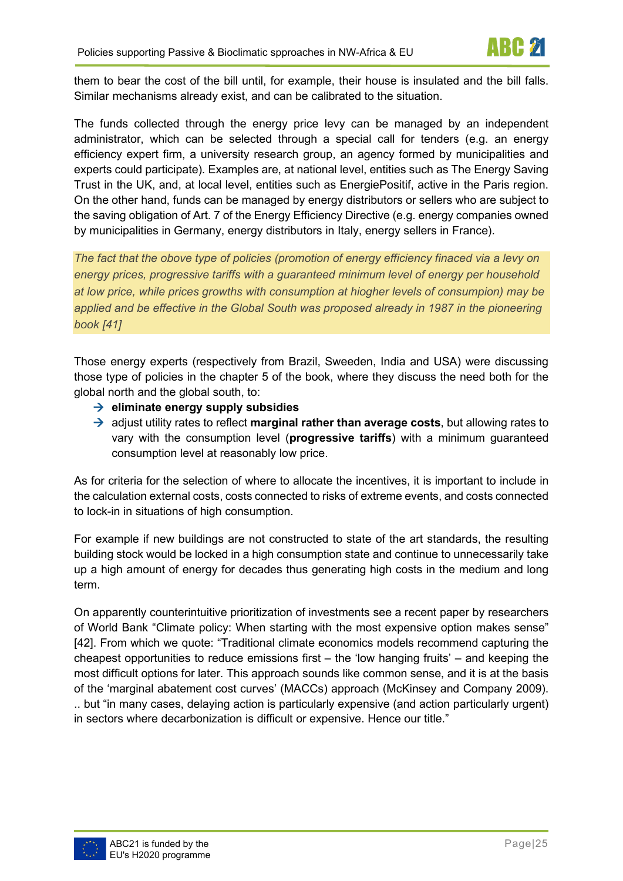them to bear the cost of the bill until, for example, their house is insulated and the bill falls. Similar mechanisms already exist, and can be calibrated to the situation.

The funds collected through the energy price levy can be managed by an independent administrator, which can be selected through a special call for tenders (e.g. an energy efficiency expert firm, a university research group, an agency formed by municipalities and experts could participate). Examples are, at national level, entities such as The Energy Saving Trust in the UK, and, at local level, entities such as EnergiePositif, active in the Paris region. On the other hand, funds can be managed by energy distributors or sellers who are subject to the saving obligation of Art. 7 of the Energy Efficiency Directive (e.g. energy companies owned by municipalities in Germany, energy distributors in Italy, energy sellers in France).

*The fact that the obove type of policies (promotion of energy efficiency finaced via a levy on energy prices, progressive tariffs with a guaranteed minimum level of energy per household at low price, while prices growths with consumption at hiogher levels of consumpion) may be applied and be effective in the Global South was proposed already in 1987 in the pioneering book [41]*

Those energy experts (respectively from Brazil, Sweeden, India and USA) were discussing those type of policies in the chapter 5 of the book, where they discuss the need both for the global north and the global south, to:

- **eliminate energy supply subsidies**
- adjust utility rates to reflect **marginal rather than average costs**, but allowing rates to vary with the consumption level (**progressive tariffs**) with a minimum guaranteed consumption level at reasonably low price.

As for criteria for the selection of where to allocate the incentives, it is important to include in the calculation external costs, costs connected to risks of extreme events, and costs connected to lock-in in situations of high consumption.

For example if new buildings are not constructed to state of the art standards, the resulting building stock would be locked in a high consumption state and continue to unnecessarily take up a high amount of energy for decades thus generating high costs in the medium and long term.

On apparently counterintuitive prioritization of investments see a recent paper by researchers of World Bank "Climate policy: When starting with the most expensive option makes sense" [42]. From which we quote: "Traditional climate economics models recommend capturing the cheapest opportunities to reduce emissions first – the 'low hanging fruits' – and keeping the most difficult options for later. This approach sounds like common sense, and it is at the basis of the 'marginal abatement cost curves' (MACCs) approach (McKinsey and Company 2009). .. but "in many cases, delaying action is particularly expensive (and action particularly urgent) in sectors where decarbonization is difficult or expensive. Hence our title."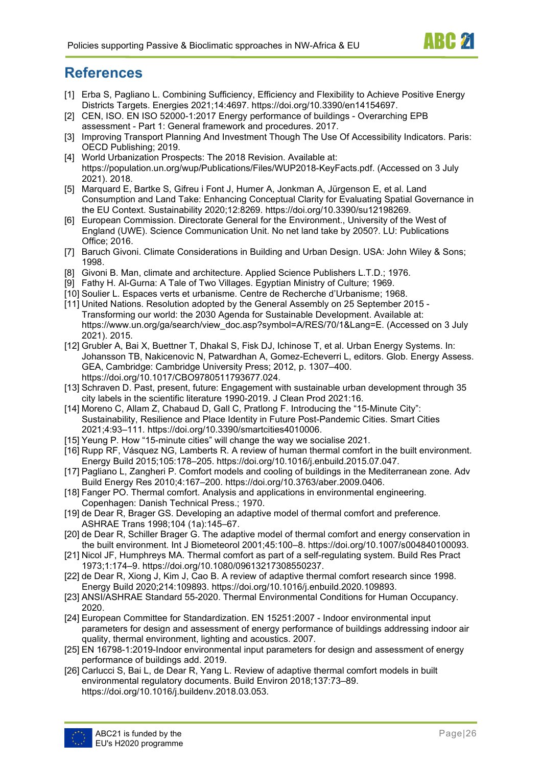# References

[1] Erba S, Pagliano L. Combining Sufficiency, Efficiency and Flexibility to Achieve Positive Energy Districts Targets. Energies 2021;14:4697. https://doi.org/10.3390/en14154697.

[2] CEN, ISO. EN ISO 52000-1:2017 Energy performance of buildings - Overarching EPB assessment - Part 1: General framework and procedures. 2017.

[3] Improving Transport Planning And Investment Though The Use Of Accessibility Indicators. Paris: OECD Publishing; 2019.

[4] World Urbanization Prospects: The 2018 Revision. Available at: https://population.un.org/wup/Publications/Files/WUP2018-KeyFacts.pdf. (Accessed on 3 July 2021). 2018.

[5] Marquard E, Bartke S, Gifreu i Font J, Humer A, Jonkman A, Jürgenson E, et al. Land Consumption and Land Take: Enhancing Conceptual Clarity for Evaluating Spatial Governance in the EU Context. Sustainability 2020;12:8269. https://doi.org/10.3390/su12198269.

[6] European Commission. Directorate General for the Environment., University of the West of England (UWE). Science Communication Unit. No net land take by 2050?. LU: Publications Office; 2016.

[7] Baruch Givoni. Climate Considerations in Building and Urban Design. USA: John Wiley & Sons; 1998.

[8] Givoni B. Man, climate and architecture. Applied Science Publishers L.T.D.; 1976.

[9] Fathy H. Al-Gurna: A Tale of Two Villages. Egyptian Ministry of Culture; 1969.

[10] Soulier L. Espaces verts et urbanisme. Centre de Recherche d'Urbanisme; 1968.

[11] United Nations. Resolution adopted by the General Assembly on 25 September 2015 - Transforming our world: the 2030 Agenda for Sustainable Development. Available at: https://www.un.org/ga/search/view_doc.asp?symbol=A/RES/70/1&Lang=E. (Accessed on 3 July 2021). 2015.

[12] Grubler A, Bai X, Buettner T, Dhakal S, Fisk DJ, Ichinose T, et al. Urban Energy Systems. In: Johansson TB, Nakicenovic N, Patwardhan A, Gomez-Echeverri L, editors. Glob. Energy Assess. GEA, Cambridge: Cambridge University Press; 2012, p. 1307–400. https://doi.org/10.1017/CBO9780511793677.024.

[13] Schraven D. Past, present, future: Engagement with sustainable urban development through 35 city labels in the scientific literature 1990-2019. J Clean Prod 2021:16.

[14] Moreno C, Allam Z, Chabaud D, Gall C, Pratlong F. Introducing the "15-Minute City": Sustainability, Resilience and Place Identity in Future Post-Pandemic Cities. Smart Cities 2021;4:93–111. https://doi.org/10.3390/smartcities4010006.

[15] Yeung P. How "15-minute cities" will change the way we socialise 2021.

[16] Rupp RF, Vásquez NG, Lamberts R. A review of human thermal comfort in the built environment. Energy Build 2015;105:178–205. https://doi.org/10.1016/j.enbuild.2015.07.047.

[17] Pagliano L, Zangheri P. Comfort models and cooling of buildings in the Mediterranean zone. Adv Build Energy Res 2010;4:167–200. https://doi.org/10.3763/aber.2009.0406.

[18] Fanger PO. Thermal comfort. Analysis and applications in environmental engineering. Copenhagen: Danish Technical Press.; 1970.

[19] de Dear R, Brager GS. Developing an adaptive model of thermal comfort and preference. ASHRAE Trans 1998;104 (1a):145–67.

[20] de Dear R, Schiller Brager G. The adaptive model of thermal comfort and energy conservation in the built environment. Int J Biometeorol 2001;45:100–8. https://doi.org/10.1007/s004840100093.

[21] Nicol JF, Humphreys MA. Thermal comfort as part of a self-regulating system. Build Res Pract 1973;1:174–9. https://doi.org/10.1080/09613217308550237.

[22] de Dear R, Xiong J, Kim J, Cao B. A review of adaptive thermal comfort research since 1998. Energy Build 2020;214:109893. https://doi.org/10.1016/j.enbuild.2020.109893.

[23] ANSI/ASHRAE Standard 55-2020. Thermal Environmental Conditions for Human Occupancy. 2020.

[24] European Committee for Standardization. EN 15251:2007 - Indoor environmental input parameters for design and assessment of energy performance of buildings addressing indoor air quality, thermal environment, lighting and acoustics. 2007.

[25] EN 16798-1:2019-Indoor environmental input parameters for design and assessment of energy performance of buildings add. 2019.

[26] Carlucci S, Bai L, de Dear R, Yang L. Review of adaptive thermal comfort models in built environmental regulatory documents. Build Environ 2018;137:73–89. https://doi.org/10.1016/j.buildenv.2018.03.053.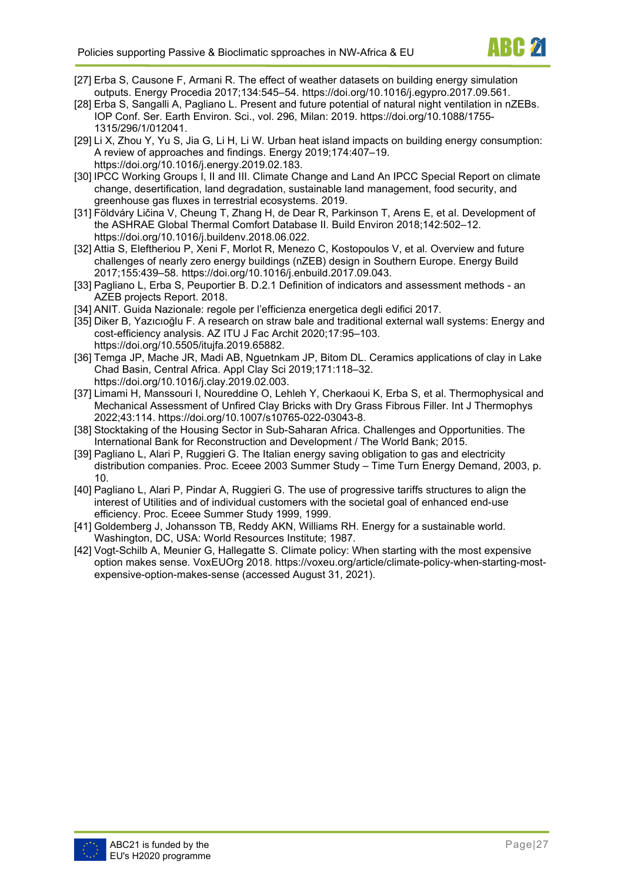[27] Erba S, Causone F, Armani R. The effect of weather datasets on building energy simulation outputs. Energy Procedia 2017;134:545–54. https://doi.org/10.1016/j.egypro.2017.09.561.

[28] Erba S, Sangalli A, Pagliano L. Present and future potential of natural night ventilation in nZEBs. IOP Conf. Ser. Earth Environ. Sci., vol. 296, Milan: 2019. https://doi.org/10.1088/1755-1315/296/1/012041.

[29] Li X, Zhou Y, Yu S, Jia G, Li H, Li W. Urban heat island impacts on building energy consumption: A review of approaches and findings. Energy 2019;174:407–19. https://doi.org/10.1016/j.energy.2019.02.183.

[30] IPCC Working Groups I, II and III. Climate Change and Land An IPCC Special Report on climate change, desertification, land degradation, sustainable land management, food security, and greenhouse gas fluxes in terrestrial ecosystems. 2019.

[31] Földváry Ličina V, Cheung T, Zhang H, de Dear R, Parkinson T, Arens E, et al. Development of the ASHRAE Global Thermal Comfort Database II. Build Environ 2018;142:502–12. https://doi.org/10.1016/j.buildenv.2018.06.022.

[32] Attia S, Eleftheriou P, Xeni F, Morlot R, Menezo C, Kostopoulos V, et al. Overview and future challenges of nearly zero energy buildings (nZEB) design in Southern Europe. Energy Build 2017;155:439–58. https://doi.org/10.1016/j.enbuild.2017.09.043.

[33] Pagliano L, Erba S, Peuportier B. D.2.1 Definition of indicators and assessment methods - an AZEB projects Report. 2018.

[34] ANIT. Guida Nazionale: regole per l'efficienza energetica degli edifici 2017.

[35] Diker B, Yazıcıoğlu F. A research on straw bale and traditional external wall systems: Energy and cost-efficiency analysis. AZ ITU J Fac Archit 2020;17:95–103. https://doi.org/10.5505/itujfa.2019.65882.

[36] Temga JP, Mache JR, Madi AB, Nguetnkam JP, Bitom DL. Ceramics applications of clay in Lake Chad Basin, Central Africa. Appl Clay Sci 2019;171:118–32. https://doi.org/10.1016/j.clay.2019.02.003.

[37] Limami H, Manssouri I, Noureddine O, Lehleh Y, Cherkaoui K, Erba S, et al. Thermophysical and Mechanical Assessment of Unfired Clay Bricks with Dry Grass Fibrous Filler. Int J Thermophys 2022;43:114. https://doi.org/10.1007/s10765-022-03043-8.

[38] Stocktaking of the Housing Sector in Sub-Saharan Africa. Challenges and Opportunities. The International Bank for Reconstruction and Development / The World Bank; 2015.

[39] Pagliano L, Alari P, Ruggieri G. The Italian energy saving obligation to gas and electricity distribution companies. Proc. Eceee 2003 Summer Study – Time Turn Energy Demand, 2003, p. 10.

[40] Pagliano L, Alari P, Pindar A, Ruggieri G. The use of progressive tariffs structures to align the interest of Utilities and of individual customers with the societal goal of enhanced end-use efficiency. Proc. Eceee Summer Study 1999, 1999.

[41] Goldemberg J, Johansson TB, Reddy AKN, Williams RH. Energy for a sustainable world. Washington, DC, USA: World Resources Institute; 1987.

[42] Vogt-Schilb A, Meunier G, Hallegatte S. Climate policy: When starting with the most expensive option makes sense. VoxEUOrg 2018. https://voxeu.org/article/climate-policy-when-starting-most-expensive-option-makes-sense (accessed August 31, 2021).